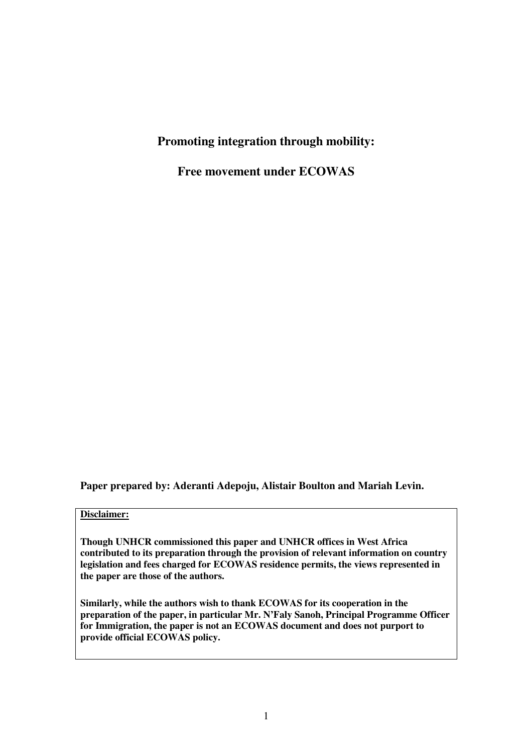# Promoting integration through mobility:

# Free movement under ECOWAS

**Paper prepared by: Aderanti Adepoju, Alistair Boulton and Mariah Levin.**

**Disclaimer:**

**Though UNHCR commissioned this paper and UNHCR offices in West Africa contributed to its preparation through the provision of relevant information on country legislation and fees charged for ECOWAS residence permits, the views represented in the paper are those of the authors.**

**Similarly, while the authors wish to thank ECOWAS for its cooperation in the preparation of the paper, in particular Mr. N'Faly Sanoh, Principal Programme Officer for Immigration, the paper is not an ECOWAS document and does not purport to provide official ECOWAS policy.**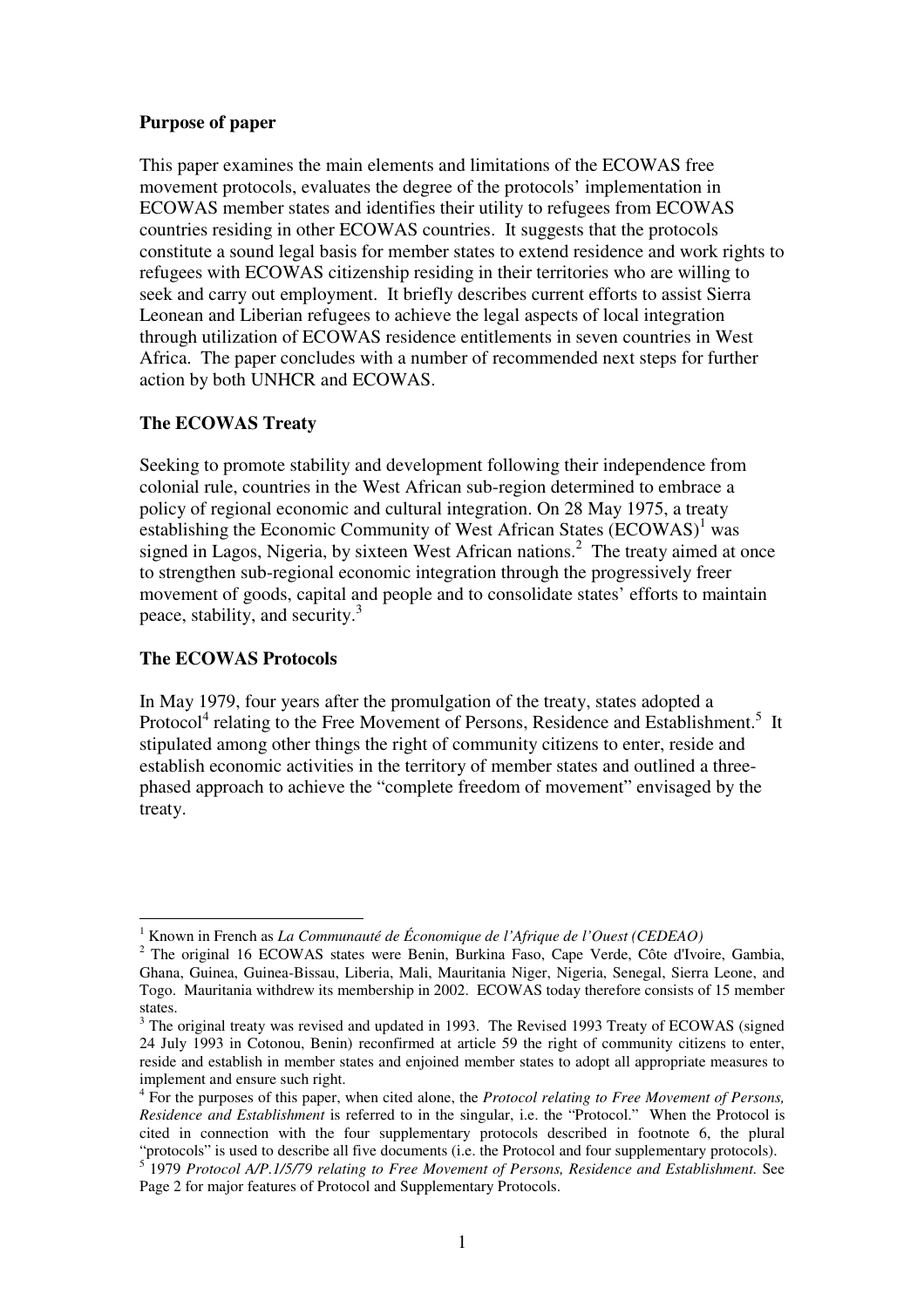**Purpose of paper**

This paper examines the main elements and limitations of the ECOWAS free movement protocols, evaluates the degree of the protocols' implementation in ECOWAS member states and identifies their utility to refugees from ECOWAS countries residing in other ECOWAS countries. It suggests that the protocols constitute a sound legal basis for member states to extend residence and work rights to refugees with ECOWAS citizenship residing in their territories who are willing to seek and carry out employment. It briefly describes current efforts to assist Sierra Leonean and Liberian refugees to achieve the legal aspects of local integration through utilization of ECOWAS residence entitlements in seven countries in West Africa. The paper concludes with a number of recommended next steps for further action by both UNHCR and ECOWAS.

**The ECOWAS Treaty**

Seeking to promote stability and development following their independence from colonial rule, countries in the West African sub-region determined to embrace a policy of regional economic and cultural integration. On 28 May 1975, a treaty establishing the Economic Community of West African States (ECOWAS)[1] was signed in Lagos, Nigeria, by sixteen West African nations.[2] The treaty aimed at once to strengthen sub-regional economic integration through the progressively freer movement of goods, capital and people and to consolidate states' efforts to maintain peace, stability, and security.[3]

**The ECOWAS Protocols**

In May 1979, four years after the promulgation of the treaty, states adopted a Protocol[4] relating to the Free Movement of Persons, Residence and Establishment.[5] It stipulated among other things the right of community citizens to enter, reside and establish economic activities in the territory of member states and outlined a three-phased approach to achieve the "complete freedom of movement" envisaged by the treaty.

---

[1] Known in French as *La Communauté de Économique de l'Afrique de l'Ouest (CEDEAO)*

[2] The original 16 ECOWAS states were Benin, Burkina Faso, Cape Verde, Côte d'Ivoire, Gambia, Ghana, Guinea, Guinea-Bissau, Liberia, Mali, Mauritania Niger, Nigeria, Senegal, Sierra Leone, and Togo. Mauritania withdrew its membership in 2002. ECOWAS today therefore consists of 15 member states.

[3] The original treaty was revised and updated in 1993. The Revised 1993 Treaty of ECOWAS (signed 24 July 1993 in Cotonou, Benin) reconfirmed at article 59 the right of community citizens to enter, reside and establish in member states and enjoined member states to adopt all appropriate measures to implement and ensure such right.

[4] For the purposes of this paper, when cited alone, the *Protocol relating to Free Movement of Persons, Residence and Establishment* is referred to in the singular, i.e. the "Protocol." When the Protocol is cited in connection with the four supplementary protocols described in footnote 6, the plural "protocols" is used to describe all five documents (i.e. the Protocol and four supplementary protocols).

[5] 1979 *Protocol A/P.1/5/79 relating to Free Movement of Persons, Residence and Establishment.* See Page 2 for major features of Protocol and Supplementary Protocols.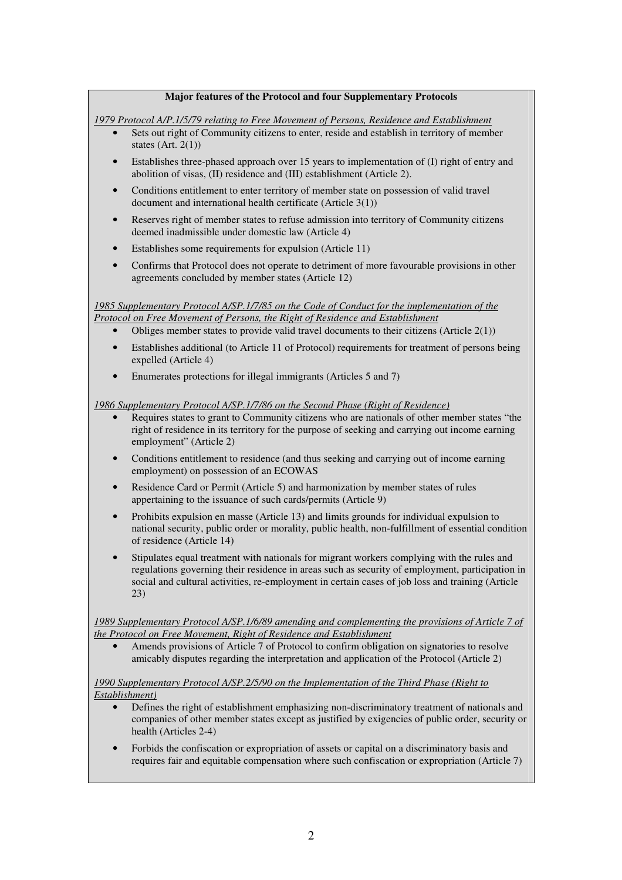**Major features of the Protocol and four Supplementary Protocols**

*1979 Protocol A/P.1/5/79 relating to Free Movement of Persons, Residence and Establishment*

- Sets out right of Community citizens to enter, reside and establish in territory of member states (Art. 2(1))
- Establishes three-phased approach over 15 years to implementation of (I) right of entry and abolition of visas, (II) residence and (III) establishment (Article 2).
- Conditions entitlement to enter territory of member state on possession of valid travel document and international health certificate (Article 3(1))
- Reserves right of member states to refuse admission into territory of Community citizens deemed inadmissible under domestic law (Article 4)
- Establishes some requirements for expulsion (Article 11)
- Confirms that Protocol does not operate to detriment of more favourable provisions in other agreements concluded by member states (Article 12)

*1985 Supplementary Protocol A/SP.1/7/85 on the Code of Conduct for the implementation of the Protocol on Free Movement of Persons, the Right of Residence and Establishment*

- Obliges member states to provide valid travel documents to their citizens (Article 2(1))
- Establishes additional (to Article 11 of Protocol) requirements for treatment of persons being expelled (Article 4)
- Enumerates protections for illegal immigrants (Articles 5 and 7)

*1986 Supplementary Protocol A/SP.1/7/86 on the Second Phase (Right of Residence)*

- Requires states to grant to Community citizens who are nationals of other member states "the right of residence in its territory for the purpose of seeking and carrying out income earning employment" (Article 2)
- Conditions entitlement to residence (and thus seeking and carrying out of income earning employment) on possession of an ECOWAS
- Residence Card or Permit (Article 5) and harmonization by member states of rules appertaining to the issuance of such cards/permits (Article 9)
- Prohibits expulsion en masse (Article 13) and limits grounds for individual expulsion to national security, public order or morality, public health, non-fulfillment of essential condition of residence (Article 14)
- Stipulates equal treatment with nationals for migrant workers complying with the rules and regulations governing their residence in areas such as security of employment, participation in social and cultural activities, re-employment in certain cases of job loss and training (Article 23)

*1989 Supplementary Protocol A/SP.1/6/89 amending and complementing the provisions of Article 7 of the Protocol on Free Movement, Right of Residence and Establishment*

- Amends provisions of Article 7 of Protocol to confirm obligation on signatories to resolve amicably disputes regarding the interpretation and application of the Protocol (Article 2)

*1990 Supplementary Protocol A/SP.2/5/90 on the Implementation of the Third Phase (Right to Establishment)*

- Defines the right of establishment emphasizing non-discriminatory treatment of nationals and companies of other member states except as justified by exigencies of public order, security or health (Articles 2-4)
- Forbids the confiscation or expropriation of assets or capital on a discriminatory basis and requires fair and equitable compensation where such confiscation or expropriation (Article 7)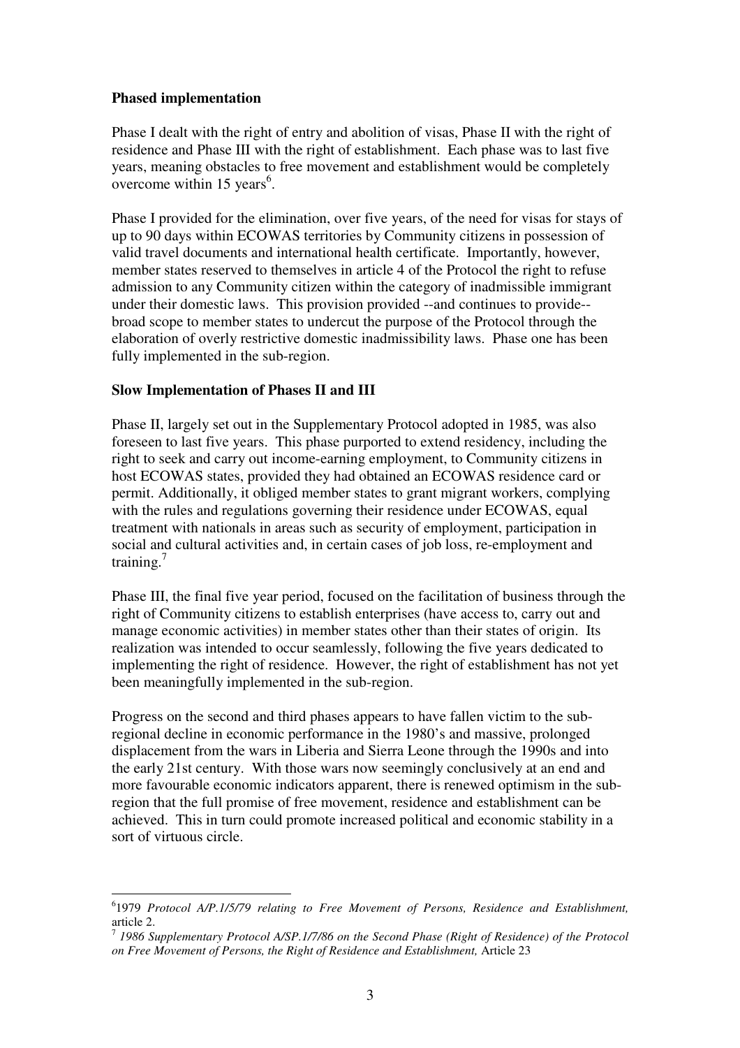**Phased implementation**

Phase I dealt with the right of entry and abolition of visas, Phase II with the right of residence and Phase III with the right of establishment. Each phase was to last five years, meaning obstacles to free movement and establishment would be completely overcome within 15 years[6].

Phase I provided for the elimination, over five years, of the need for visas for stays of up to 90 days within ECOWAS territories by Community citizens in possession of valid travel documents and international health certificate. Importantly, however, member states reserved to themselves in article 4 of the Protocol the right to refuse admission to any Community citizen within the category of inadmissible immigrant under their domestic laws. This provision provided --and continues to provide-- broad scope to member states to undercut the purpose of the Protocol through the elaboration of overly restrictive domestic inadmissibility laws. Phase one has been fully implemented in the sub-region.

**Slow Implementation of Phases II and III**

Phase II, largely set out in the Supplementary Protocol adopted in 1985, was also foreseen to last five years. This phase purported to extend residency, including the right to seek and carry out income-earning employment, to Community citizens in host ECOWAS states, provided they had obtained an ECOWAS residence card or permit. Additionally, it obliged member states to grant migrant workers, complying with the rules and regulations governing their residence under ECOWAS, equal treatment with nationals in areas such as security of employment, participation in social and cultural activities and, in certain cases of job loss, re-employment and training.[7]

Phase III, the final five year period, focused on the facilitation of business through the right of Community citizens to establish enterprises (have access to, carry out and manage economic activities) in member states other than their states of origin. Its realization was intended to occur seamlessly, following the five years dedicated to implementing the right of residence. However, the right of establishment has not yet been meaningfully implemented in the sub-region.

Progress on the second and third phases appears to have fallen victim to the sub-regional decline in economic performance in the 1980's and massive, prolonged displacement from the wars in Liberia and Sierra Leone through the 1990s and into the early 21st century. With those wars now seemingly conclusively at an end and more favourable economic indicators apparent, there is renewed optimism in the sub-region that the full promise of free movement, residence and establishment can be achieved. This in turn could promote increased political and economic stability in a sort of virtuous circle.

---

[6] 1979 *Protocol A/P.1/5/79 relating to Free Movement of Persons, Residence and Establishment,* article 2.

[7] *1986 Supplementary Protocol A/SP.1/7/86 on the Second Phase (Right of Residence) of the Protocol on Free Movement of Persons, the Right of Residence and Establishment,* Article 23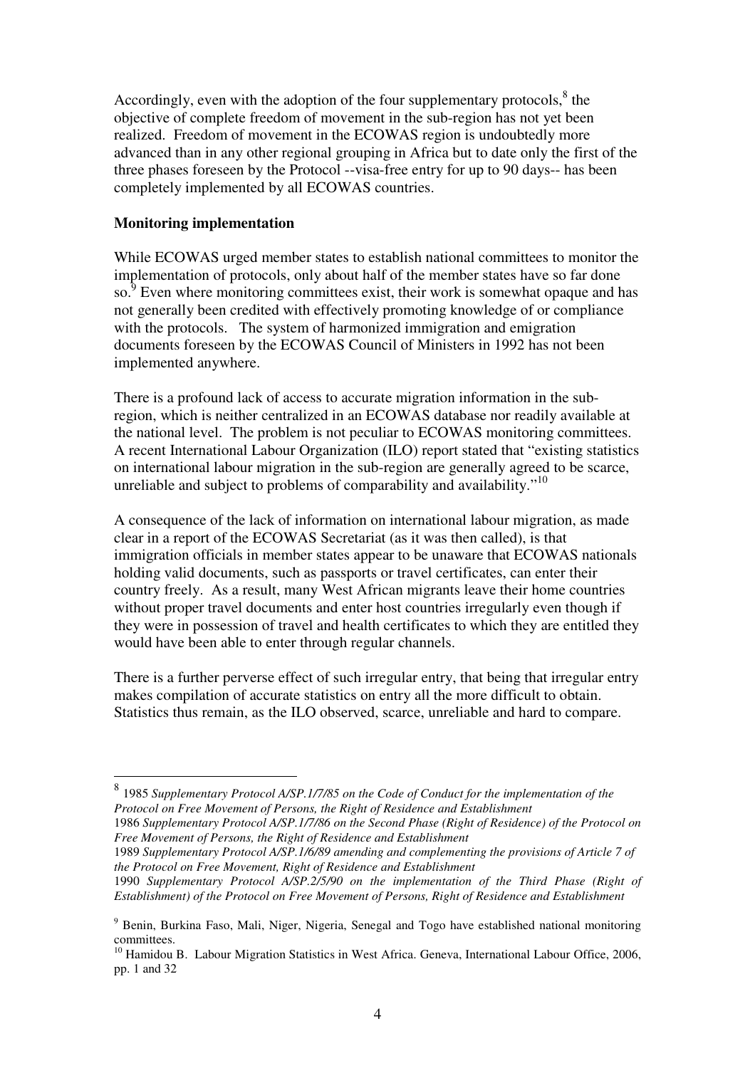Accordingly, even with the adoption of the four supplementary protocols,[8] the objective of complete freedom of movement in the sub-region has not yet been realized. Freedom of movement in the ECOWAS region is undoubtedly more advanced than in any other regional grouping in Africa but to date only the first of the three phases foreseen by the Protocol --visa-free entry for up to 90 days-- has been completely implemented by all ECOWAS countries.

**Monitoring implementation**

While ECOWAS urged member states to establish national committees to monitor the implementation of protocols, only about half of the member states have so far done so.[9] Even where monitoring committees exist, their work is somewhat opaque and has not generally been credited with effectively promoting knowledge of or compliance with the protocols. The system of harmonized immigration and emigration documents foreseen by the ECOWAS Council of Ministers in 1992 has not been implemented anywhere.

There is a profound lack of access to accurate migration information in the sub-region, which is neither centralized in an ECOWAS database nor readily available at the national level. The problem is not peculiar to ECOWAS monitoring committees. A recent International Labour Organization (ILO) report stated that "existing statistics on international labour migration in the sub-region are generally agreed to be scarce, unreliable and subject to problems of comparability and availability."[10]

A consequence of the lack of information on international labour migration, as made clear in a report of the ECOWAS Secretariat (as it was then called), is that immigration officials in member states appear to be unaware that ECOWAS nationals holding valid documents, such as passports or travel certificates, can enter their country freely. As a result, many West African migrants leave their home countries without proper travel documents and enter host countries irregularly even though if they were in possession of travel and health certificates to which they are entitled they would have been able to enter through regular channels.

There is a further perverse effect of such irregular entry, that being that irregular entry makes compilation of accurate statistics on entry all the more difficult to obtain. Statistics thus remain, as the ILO observed, scarce, unreliable and hard to compare.

---

[8] 1985 *Supplementary Protocol A/SP.1/7/85 on the Code of Conduct for the implementation of the Protocol on Free Movement of Persons, the Right of Residence and Establishment*
1986 *Supplementary Protocol A/SP.1/7/86 on the Second Phase (Right of Residence) of the Protocol on Free Movement of Persons, the Right of Residence and Establishment*
1989 *Supplementary Protocol A/SP.1/6/89 amending and complementing the provisions of Article 7 of the Protocol on Free Movement, Right of Residence and Establishment*
1990 *Supplementary Protocol A/SP.2/5/90 on the implementation of the Third Phase (Right of Establishment) of the Protocol on Free Movement of Persons, Right of Residence and Establishment*

[9] Benin, Burkina Faso, Mali, Niger, Nigeria, Senegal and Togo have established national monitoring committees.

[10] Hamidou B. Labour Migration Statistics in West Africa. Geneva, International Labour Office, 2006, pp. 1 and 32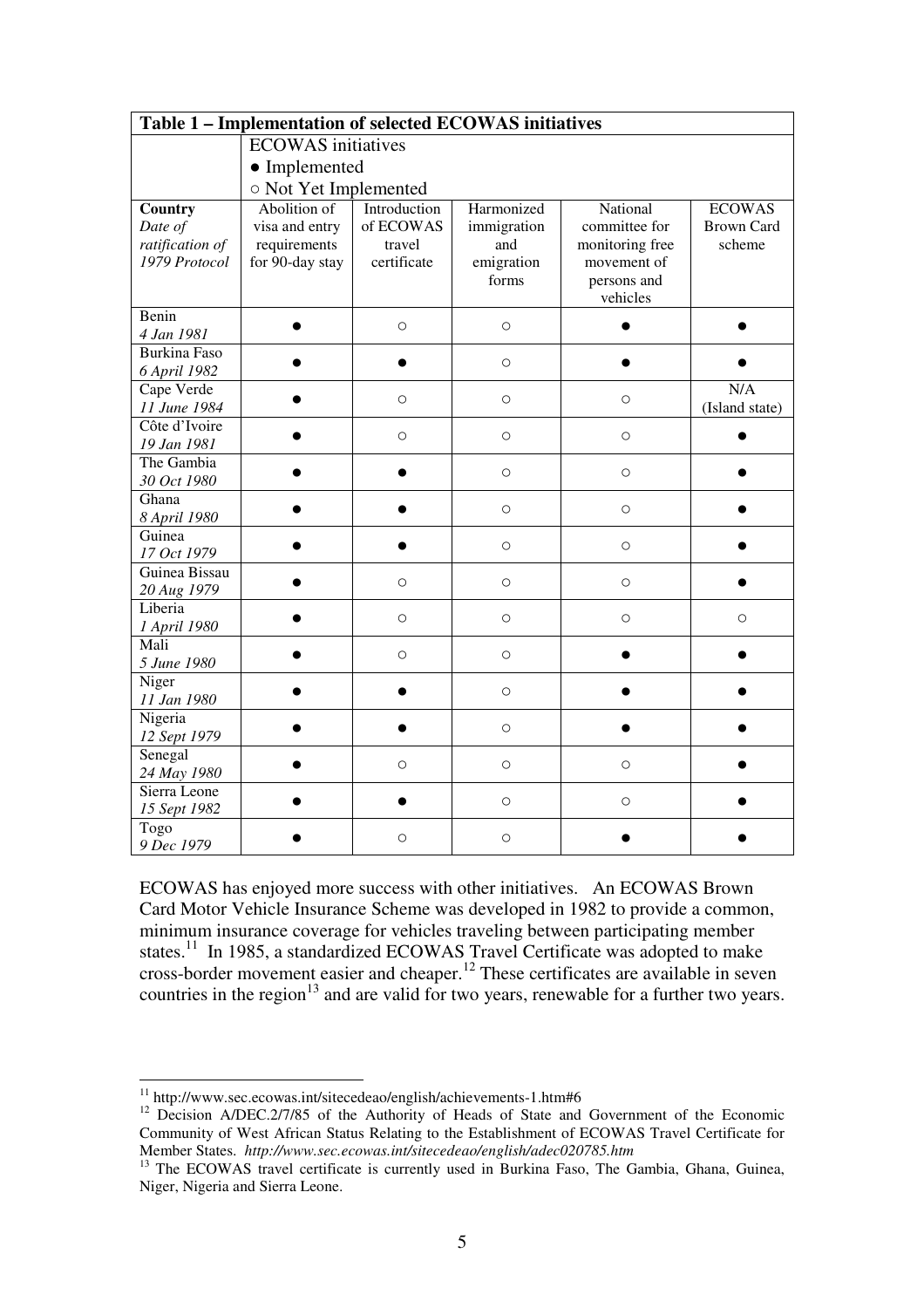**Table 1 – Implementation of selected ECOWAS initiatives**

ECOWAS initiatives
● Implemented
○ Not Yet Implemented

| Country *Date of ratification of 1979 Protocol* | Abolition of visa and entry requirements for 90-day stay | Introduction of ECOWAS travel certificate | Harmonized immigration and emigration forms | National committee for monitoring free movement of persons and vehicles | ECOWAS Brown Card scheme |
|---|---|---|---|---|---|
| Benin *4 Jan 1981* | ● | ○ | ○ | ● | ● |
| Burkina Faso *6 April 1982* | ● | ● | ○ | ● | ● |
| Cape Verde *11 June 1984* | ● | ○ | ○ | ○ | N/A (Island state) |
| Côte d'Ivoire *19 Jan 1981* | ● | ○ | ○ | ○ | ● |
| The Gambia *30 Oct 1980* | ● | ● | ○ | ○ | ● |
| Ghana *8 April 1980* | ● | ● | ○ | ○ | ● |
| Guinea *17 Oct 1979* | ● | ● | ○ | ○ | ● |
| Guinea Bissau *20 Aug 1979* | ● | ○ | ○ | ○ | ● |
| Liberia *1 April 1980* | ● | ○ | ○ | ○ | ○ |
| Mali *5 June 1980* | ● | ○ | ○ | ● | ● |
| Niger *11 Jan 1980* | ● | ● | ○ | ● | ● |
| Nigeria *12 Sept 1979* | ● | ● | ○ | ● | ● |
| Senegal *24 May 1980* | ● | ○ | ○ | ○ | ● |
| Sierra Leone *15 Sept 1982* | ● | ● | ○ | ○ | ● |
| Togo *9 Dec 1979* | ● | ○ | ○ | ● | ● |

ECOWAS has enjoyed more success with other initiatives. An ECOWAS Brown Card Motor Vehicle Insurance Scheme was developed in 1982 to provide a common, minimum insurance coverage for vehicles traveling between participating member states.[11] In 1985, a standardized ECOWAS Travel Certificate was adopted to make cross-border movement easier and cheaper.[12] These certificates are available in seven countries in the region[13] and are valid for two years, renewable for a further two years.

---

[11] http://www.sec.ecowas.int/sitecedeao/english/achievements-1.htm#6

[12] Decision A/DEC.2/7/85 of the Authority of Heads of State and Government of the Economic Community of West African Status Relating to the Establishment of ECOWAS Travel Certificate for Member States. *http://www.sec.ecowas.int/sitecedeao/english/adec020785.htm*

[13] The ECOWAS travel certificate is currently used in Burkina Faso, The Gambia, Ghana, Guinea, Niger, Nigeria and Sierra Leone.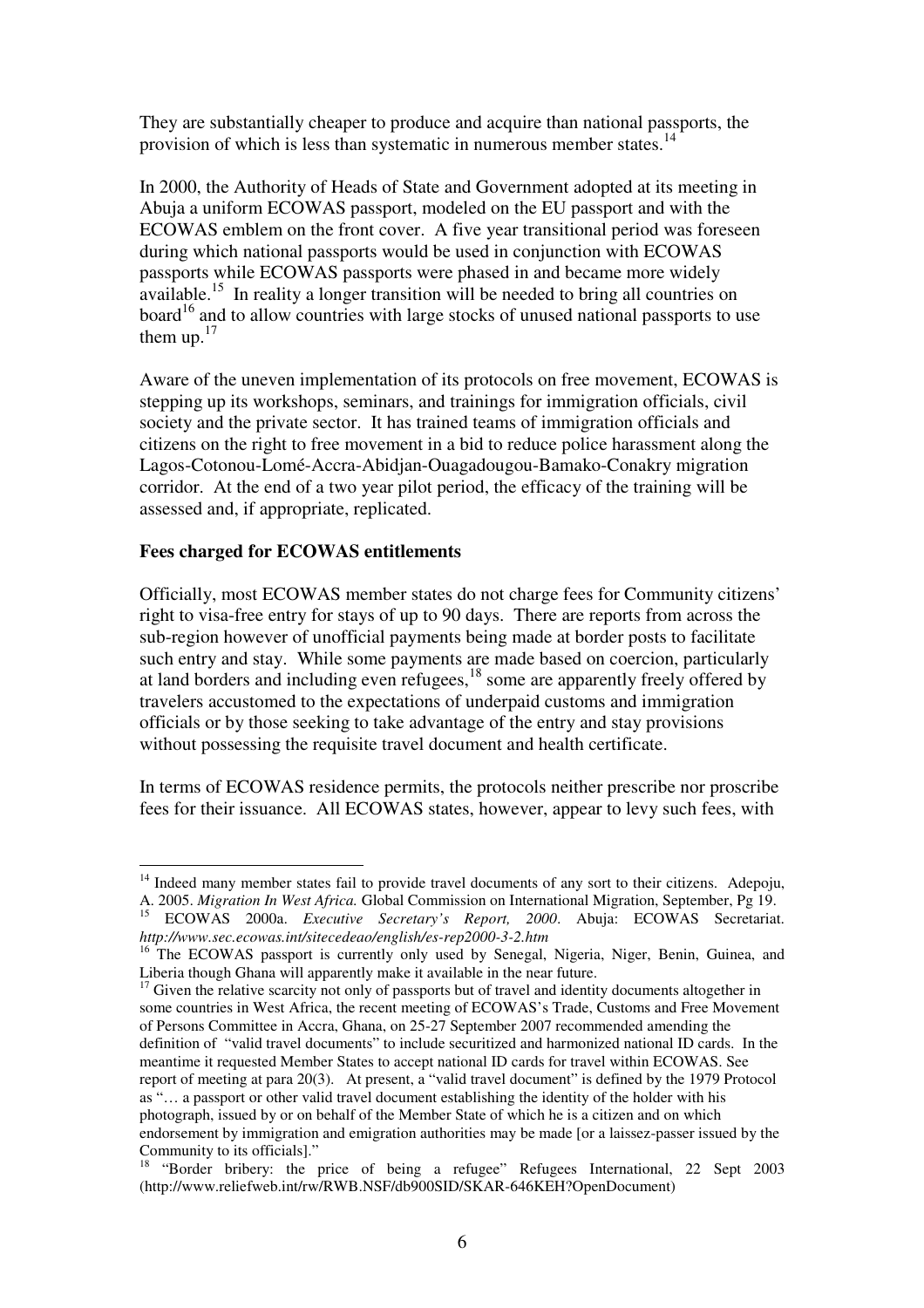They are substantially cheaper to produce and acquire than national passports, the provision of which is less than systematic in numerous member states.[14]

In 2000, the Authority of Heads of State and Government adopted at its meeting in Abuja a uniform ECOWAS passport, modeled on the EU passport and with the ECOWAS emblem on the front cover. A five year transitional period was foreseen during which national passports would be used in conjunction with ECOWAS passports while ECOWAS passports were phased in and became more widely available.[15] In reality a longer transition will be needed to bring all countries on board[16] and to allow countries with large stocks of unused national passports to use them up.[17]

Aware of the uneven implementation of its protocols on free movement, ECOWAS is stepping up its workshops, seminars, and trainings for immigration officials, civil society and the private sector. It has trained teams of immigration officials and citizens on the right to free movement in a bid to reduce police harassment along the Lagos-Cotonou-Lomé-Accra-Abidjan-Ouagadougou-Bamako-Conakry migration corridor. At the end of a two year pilot period, the efficacy of the training will be assessed and, if appropriate, replicated.

**Fees charged for ECOWAS entitlements**

Officially, most ECOWAS member states do not charge fees for Community citizens' right to visa-free entry for stays of up to 90 days. There are reports from across the sub-region however of unofficial payments being made at border posts to facilitate such entry and stay. While some payments are made based on coercion, particularly at land borders and including even refugees,[18] some are apparently freely offered by travelers accustomed to the expectations of underpaid customs and immigration officials or by those seeking to take advantage of the entry and stay provisions without possessing the requisite travel document and health certificate.

In terms of ECOWAS residence permits, the protocols neither prescribe nor proscribe fees for their issuance. All ECOWAS states, however, appear to levy such fees, with

---

[14] Indeed many member states fail to provide travel documents of any sort to their citizens. Adepoju, A. 2005. *Migration In West Africa.* Global Commission on International Migration, September, Pg 19.

[15] ECOWAS 2000a. *Executive Secretary's Report, 2000.* Abuja: ECOWAS Secretariat. *http://www.sec.ecowas.int/sitecedeao/english/es-rep2000-3-2.htm*

[16] The ECOWAS passport is currently only used by Senegal, Nigeria, Niger, Benin, Guinea, and Liberia though Ghana will apparently make it available in the near future.

[17] Given the relative scarcity not only of passports but of travel and identity documents altogether in some countries in West Africa, the recent meeting of ECOWAS's Trade, Customs and Free Movement of Persons Committee in Accra, Ghana, on 25-27 September 2007 recommended amending the definition of "valid travel documents" to include securitized and harmonized national ID cards. In the meantime it requested Member States to accept national ID cards for travel within ECOWAS. See report of meeting at para 20(3). At present, a "valid travel document" is defined by the 1979 Protocol as "… a passport or other valid travel document establishing the identity of the holder with his photograph, issued by or on behalf of the Member State of which he is a citizen and on which endorsement by immigration and emigration authorities may be made [or a laissez-passer issued by the Community to its officials]."

[18] "Border bribery: the price of being a refugee" Refugees International, 22 Sept 2003 (http://www.reliefweb.int/rw/RWB.NSF/db900SID/SKAR-646KEH?OpenDocument)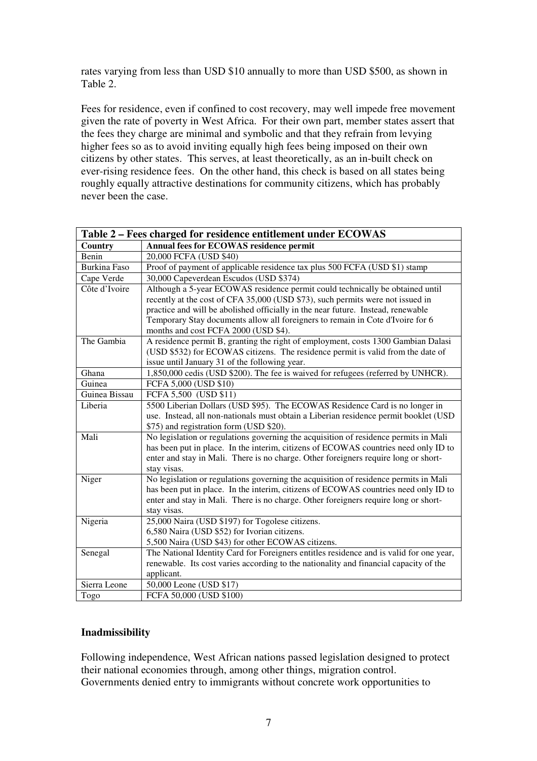rates varying from less than USD $10 annually to more than USD $500, as shown in Table 2.

Fees for residence, even if confined to cost recovery, may well impede free movement given the rate of poverty in West Africa. For their own part, member states assert that the fees they charge are minimal and symbolic and that they refrain from levying higher fees so as to avoid inviting equally high fees being imposed on their own citizens by other states. This serves, at least theoretically, as an in-built check on ever-rising residence fees. On the other hand, this check is based on all states being roughly equally attractive destinations for community citizens, which has probably never been the case.

| **Table 2 – Fees charged for residence entitlement under ECOWAS** | |
|---|---|
| **Country** | **Annual fees for ECOWAS residence permit** |
| Benin | 20,000 FCFA (USD $40) |
| Burkina Faso | Proof of payment of applicable residence tax plus 500 FCFA (USD $1) stamp |
| Cape Verde | 30,000 Capeverdean Escudos (USD $374) |
| Côte d'Ivoire | Although a 5-year ECOWAS residence permit could technically be obtained until recently at the cost of CFA 35,000 (USD $73), such permits were not issued in practice and will be abolished officially in the near future. Instead, renewable Temporary Stay documents allow all foreigners to remain in Cote d'Ivoire for 6 months and cost FCFA 2000 (USD $4). |
| The Gambia | A residence permit B, granting the right of employment, costs 1300 Gambian Dalasi (USD $532) for ECOWAS citizens. The residence permit is valid from the date of issue until January 31 of the following year. |
| Ghana | 1,850,000 cedis (USD $200). The fee is waived for refugees (referred by UNHCR). |
| Guinea | FCFA 5,000 (USD $10) |
| Guinea Bissau | FCFA 5,500 (USD $11) |
| Liberia | 5500 Liberian Dollars (USD $95). The ECOWAS Residence Card is no longer in use. Instead, all non-nationals must obtain a Liberian residence permit booklet (USD $75) and registration form (USD $20). |
| Mali | No legislation or regulations governing the acquisition of residence permits in Mali has been put in place. In the interim, citizens of ECOWAS countries need only ID to enter and stay in Mali. There is no charge. Other foreigners require long or short-stay visas. |
| Niger | No legislation or regulations governing the acquisition of residence permits in Mali has been put in place. In the interim, citizens of ECOWAS countries need only ID to enter and stay in Mali. There is no charge. Other foreigners require long or short-stay visas. |
| Nigeria | 25,000 Naira (USD $197) for Togolese citizens.<br>6,580 Naira (USD $52) for Ivorian citizens.<br>5,500 Naira (USD $43) for other ECOWAS citizens. |
| Senegal | The National Identity Card for Foreigners entitles residence and is valid for one year, renewable. Its cost varies according to the nationality and financial capacity of the applicant. |
| Sierra Leone | 50,000 Leone (USD $17) |
| Togo | FCFA 50,000 (USD $100) |

**Inadmissibility**

Following independence, West African nations passed legislation designed to protect their national economies through, among other things, migration control. Governments denied entry to immigrants without concrete work opportunities to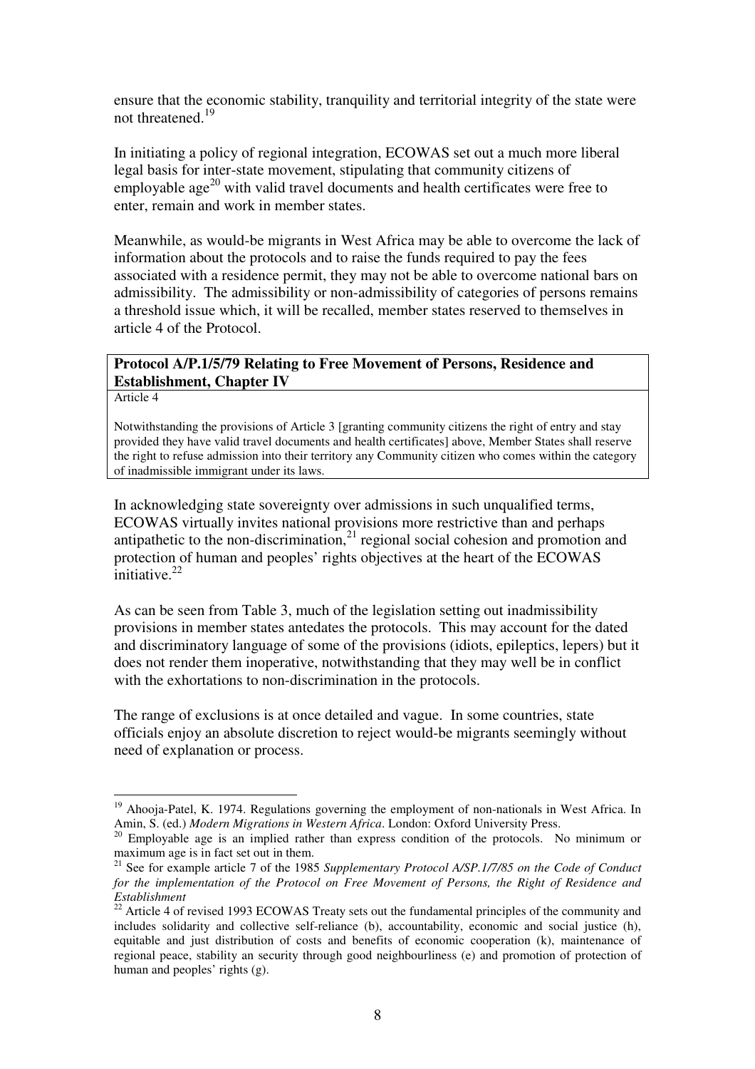ensure that the economic stability, tranquility and territorial integrity of the state were not threatened.[19]

In initiating a policy of regional integration, ECOWAS set out a much more liberal legal basis for inter-state movement, stipulating that community citizens of employable age[20] with valid travel documents and health certificates were free to enter, remain and work in member states.

Meanwhile, as would-be migrants in West Africa may be able to overcome the lack of information about the protocols and to raise the funds required to pay the fees associated with a residence permit, they may not be able to overcome national bars on admissibility. The admissibility or non-admissibility of categories of persons remains a threshold issue which, it will be recalled, member states reserved to themselves in article 4 of the Protocol.

| **Protocol A/P.1/5/79 Relating to Free Movement of Persons, Residence and Establishment, Chapter IV** |
|---|
| Article 4 |
| Notwithstanding the provisions of Article 3 [granting community citizens the right of entry and stay provided they have valid travel documents and health certificates] above, Member States shall reserve the right to refuse admission into their territory any Community citizen who comes within the category of inadmissible immigrant under its laws. |

In acknowledging state sovereignty over admissions in such unqualified terms, ECOWAS virtually invites national provisions more restrictive than and perhaps antipathetic to the non-discrimination,[21] regional social cohesion and promotion and protection of human and peoples' rights objectives at the heart of the ECOWAS initiative.[22]

As can be seen from Table 3, much of the legislation setting out inadmissibility provisions in member states antedates the protocols. This may account for the dated and discriminatory language of some of the provisions (idiots, epileptics, lepers) but it does not render them inoperative, notwithstanding that they may well be in conflict with the exhortations to non-discrimination in the protocols.

The range of exclusions is at once detailed and vague. In some countries, state officials enjoy an absolute discretion to reject would-be migrants seemingly without need of explanation or process.

---

[19] Ahooja-Patel, K. 1974. Regulations governing the employment of non-nationals in West Africa. In Amin, S. (ed.) *Modern Migrations in Western Africa*. London: Oxford University Press.

[20] Employable age is an implied rather than express condition of the protocols. No minimum or maximum age is in fact set out in them.

[21] See for example article 7 of the 1985 *Supplementary Protocol A/SP.1/7/85 on the Code of Conduct for the implementation of the Protocol on Free Movement of Persons, the Right of Residence and Establishment*

[22] Article 4 of revised 1993 ECOWAS Treaty sets out the fundamental principles of the community and includes solidarity and collective self-reliance (b), accountability, economic and social justice (h), equitable and just distribution of costs and benefits of economic cooperation (k), maintenance of regional peace, stability an security through good neighbourliness (e) and promotion of protection of human and peoples' rights (g).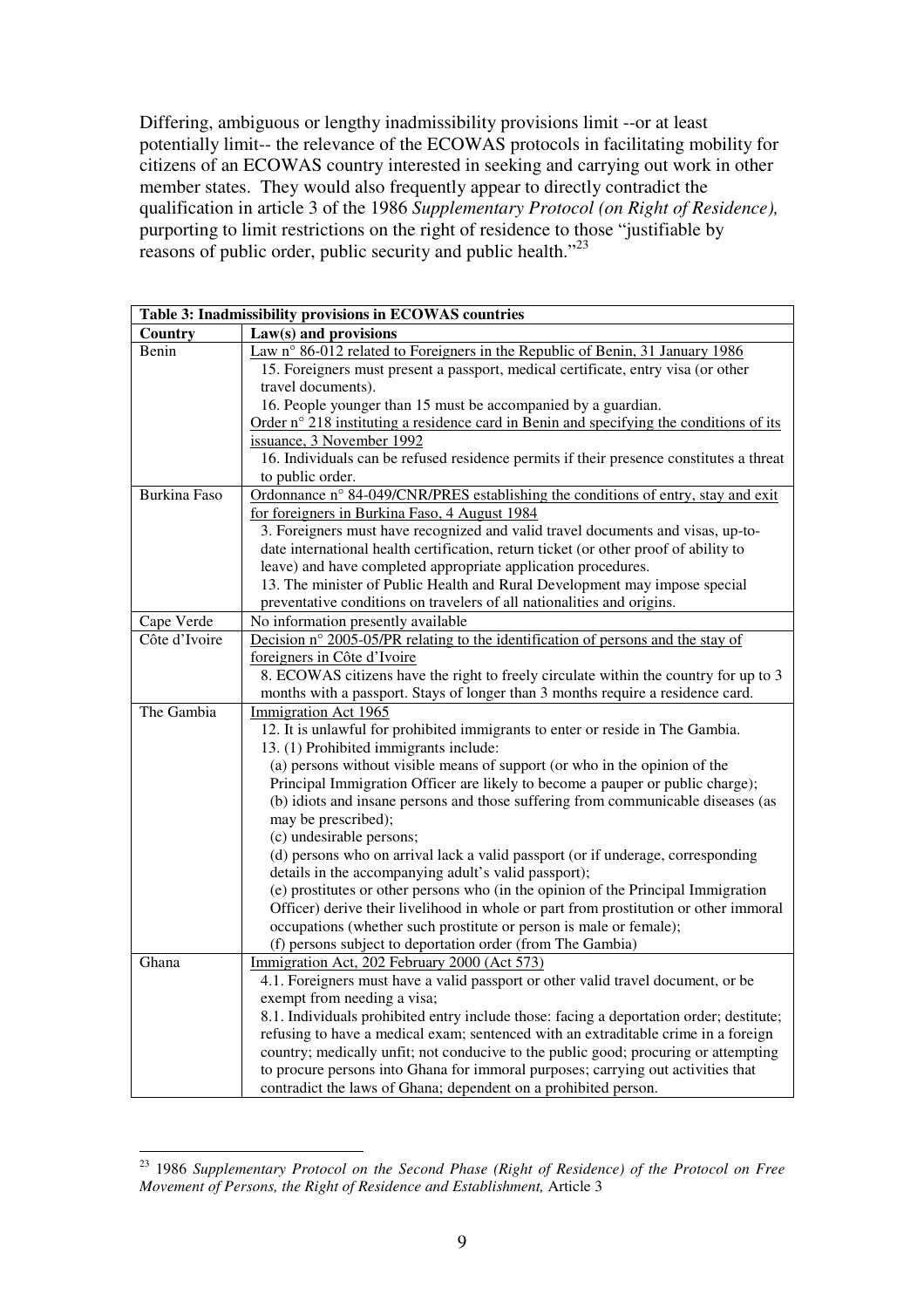Differing, ambiguous or lengthy inadmissibility provisions limit --or at least potentially limit-- the relevance of the ECOWAS protocols in facilitating mobility for citizens of an ECOWAS country interested in seeking and carrying out work in other member states. They would also frequently appear to directly contradict the qualification in article 3 of the 1986 *Supplementary Protocol (on Right of Residence),* purporting to limit restrictions on the right of residence to those "justifiable by reasons of public order, public security and public health."[23]

| **Table 3: Inadmissibility provisions in ECOWAS countries** | |
|---|---|
| **Country** | **Law(s) and provisions** |
| Benin | Law n° 86-012 related to Foreigners in the Republic of Benin, 31 January 1986<br>15. Foreigners must present a passport, medical certificate, entry visa (or other travel documents).<br>16. People younger than 15 must be accompanied by a guardian.<br>Order n° 218 instituting a residence card in Benin and specifying the conditions of its issuance, 3 November 1992<br>16. Individuals can be refused residence permits if their presence constitutes a threat to public order. |
| Burkina Faso | Ordonnance n° 84-049/CNR/PRES establishing the conditions of entry, stay and exit for foreigners in Burkina Faso, 4 August 1984<br>3. Foreigners must have recognized and valid travel documents and visas, up-to-date international health certification, return ticket (or other proof of ability to leave) and have completed appropriate application procedures.<br>13. The minister of Public Health and Rural Development may impose special preventative conditions on travelers of all nationalities and origins. |
| Cape Verde | No information presently available |
| Côte d'Ivoire | Decision n° 2005-05/PR relating to the identification of persons and the stay of foreigners in Côte d'Ivoire<br>8. ECOWAS citizens have the right to freely circulate within the country for up to 3 months with a passport. Stays of longer than 3 months require a residence card. |
| The Gambia | Immigration Act 1965<br>12. It is unlawful for prohibited immigrants to enter or reside in The Gambia.<br>13. (1) Prohibited immigrants include:<br>(a) persons without visible means of support (or who in the opinion of the Principal Immigration Officer are likely to become a pauper or public charge);<br>(b) idiots and insane persons and those suffering from communicable diseases (as may be prescribed);<br>(c) undesirable persons;<br>(d) persons who on arrival lack a valid passport (or if underage, corresponding details in the accompanying adult's valid passport);<br>(e) prostitutes or other persons who (in the opinion of the Principal Immigration Officer) derive their livelihood in whole or part from prostitution or other immoral occupations (whether such prostitute or person is male or female);<br>(f) persons subject to deportation order (from The Gambia) |
| Ghana | Immigration Act, 202 February 2000 (Act 573)<br>4.1. Foreigners must have a valid passport or other valid travel document, or be exempt from needing a visa;<br>8.1. Individuals prohibited entry include those: facing a deportation order; destitute; refusing to have a medical exam; sentenced with an extraditable crime in a foreign country; medically unfit; not conducive to the public good; procuring or attempting to procure persons into Ghana for immoral purposes; carrying out activities that contradict the laws of Ghana; dependent on a prohibited person. |

[23] 1986 *Supplementary Protocol on the Second Phase (Right of Residence) of the Protocol on Free Movement of Persons, the Right of Residence and Establishment,* Article 3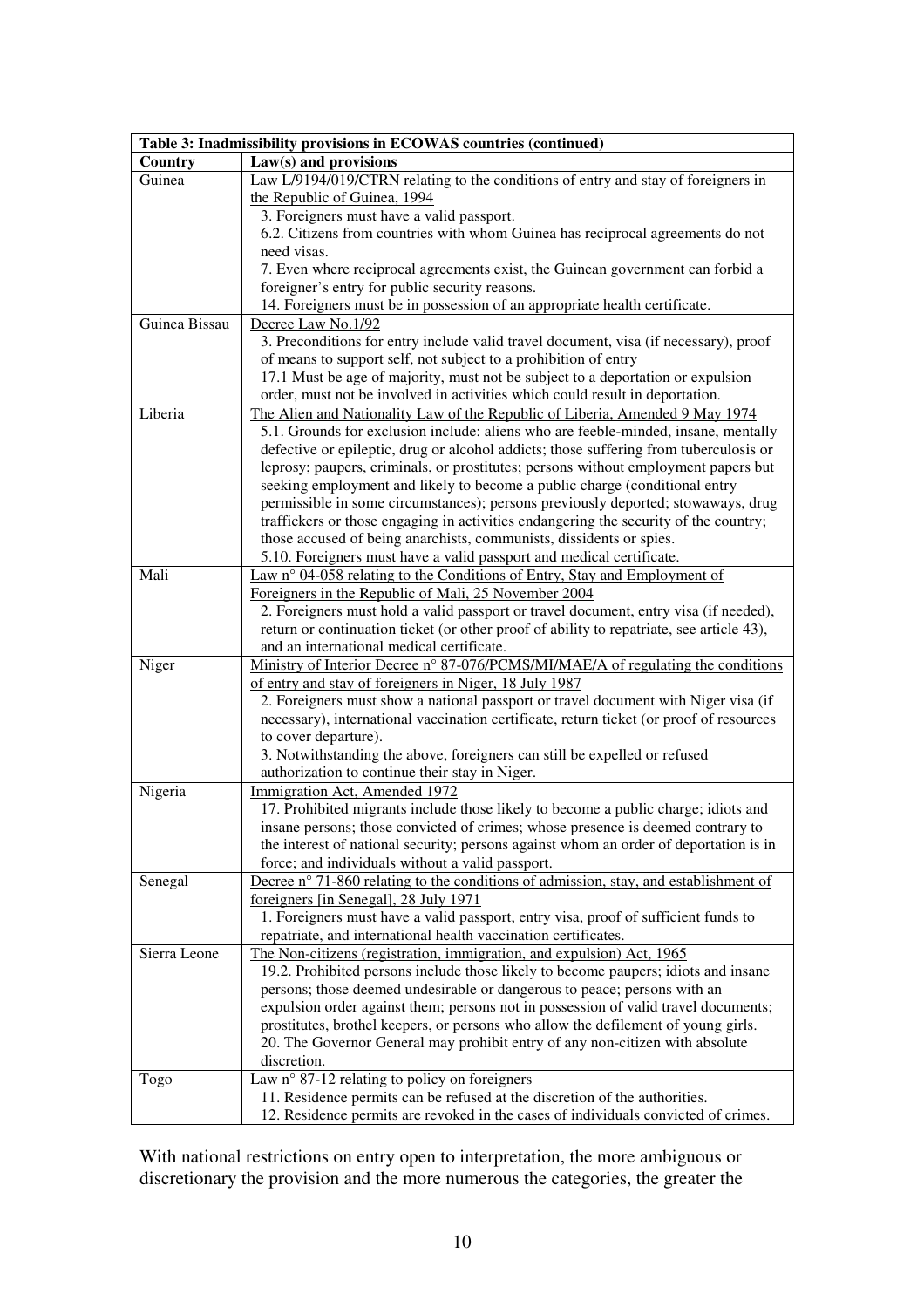| Table 3: Inadmissibility provisions in ECOWAS countries (continued) | |
|---|---|
| **Country** | **Law(s) and provisions** |
| Guinea | Law L/9194/019/CTRN relating to the conditions of entry and stay of foreigners in the Republic of Guinea, 1994<br>3. Foreigners must have a valid passport.<br>6.2. Citizens from countries with whom Guinea has reciprocal agreements do not need visas.<br>7. Even where reciprocal agreements exist, the Guinean government can forbid a foreigner's entry for public security reasons.<br>14. Foreigners must be in possession of an appropriate health certificate. |
| Guinea Bissau | Decree Law No.1/92<br>3. Preconditions for entry include valid travel document, visa (if necessary), proof of means to support self, not subject to a prohibition of entry<br>17.1 Must be age of majority, must not be subject to a deportation or expulsion order, must not be involved in activities which could result in deportation. |
| Liberia | The Alien and Nationality Law of the Republic of Liberia, Amended 9 May 1974<br>5.1. Grounds for exclusion include: aliens who are feeble-minded, insane, mentally defective or epileptic, drug or alcohol addicts; those suffering from tuberculosis or leprosy; paupers, criminals, or prostitutes; persons without employment papers but seeking employment and likely to become a public charge (conditional entry permissible in some circumstances); persons previously deported; stowaways, drug traffickers or those engaging in activities endangering the security of the country; those accused of being anarchists, communists, dissidents or spies.<br>5.10. Foreigners must have a valid passport and medical certificate. |
| Mali | Law n° 04-058 relating to the Conditions of Entry, Stay and Employment of Foreigners in the Republic of Mali, 25 November 2004<br>2. Foreigners must hold a valid passport or travel document, entry visa (if needed), return or continuation ticket (or other proof of ability to repatriate, see article 43), and an international medical certificate. |
| Niger | Ministry of Interior Decree n° 87-076/PCMS/MI/MAE/A of regulating the conditions of entry and stay of foreigners in Niger, 18 July 1987<br>2. Foreigners must show a national passport or travel document with Niger visa (if necessary), international vaccination certificate, return ticket (or proof of resources to cover departure).<br>3. Notwithstanding the above, foreigners can still be expelled or refused authorization to continue their stay in Niger. |
| Nigeria | Immigration Act, Amended 1972<br>17. Prohibited migrants include those likely to become a public charge; idiots and insane persons; those convicted of crimes; whose presence is deemed contrary to the interest of national security; persons against whom an order of deportation is in force; and individuals without a valid passport. |
| Senegal | Decree n° 71-860 relating to the conditions of admission, stay, and establishment of foreigners [in Senegal], 28 July 1971<br>1. Foreigners must have a valid passport, entry visa, proof of sufficient funds to repatriate, and international health vaccination certificates. |
| Sierra Leone | The Non-citizens (registration, immigration, and expulsion) Act, 1965<br>19.2. Prohibited persons include those likely to become paupers; idiots and insane persons; those deemed undesirable or dangerous to peace; persons with an expulsion order against them; persons not in possession of valid travel documents; prostitutes, brothel keepers, or persons who allow the defilement of young girls.<br>20. The Governor General may prohibit entry of any non-citizen with absolute discretion. |
| Togo | Law n° 87-12 relating to policy on foreigners<br>11. Residence permits can be refused at the discretion of the authorities.<br>12. Residence permits are revoked in the cases of individuals convicted of crimes. |

With national restrictions on entry open to interpretation, the more ambiguous or discretionary the provision and the more numerous the categories, the greater the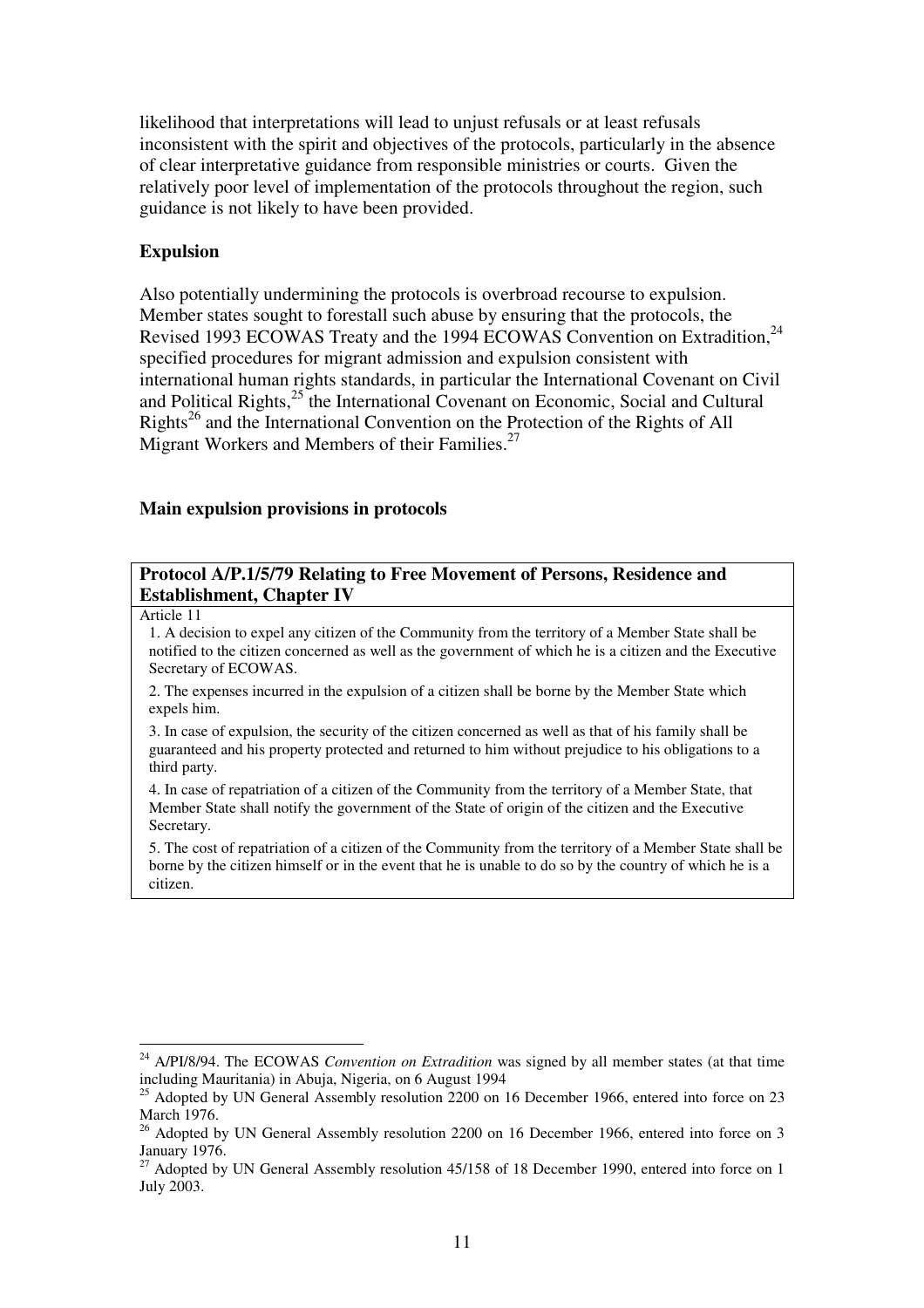likelihood that interpretations will lead to unjust refusals or at least refusals inconsistent with the spirit and objectives of the protocols, particularly in the absence of clear interpretative guidance from responsible ministries or courts. Given the relatively poor level of implementation of the protocols throughout the region, such guidance is not likely to have been provided.

**Expulsion**

Also potentially undermining the protocols is overbroad recourse to expulsion. Member states sought to forestall such abuse by ensuring that the protocols, the Revised 1993 ECOWAS Treaty and the 1994 ECOWAS Convention on Extradition,[24] specified procedures for migrant admission and expulsion consistent with international human rights standards, in particular the International Covenant on Civil and Political Rights,[25] the International Covenant on Economic, Social and Cultural Rights[26] and the International Convention on the Protection of the Rights of All Migrant Workers and Members of their Families.[27]

**Main expulsion provisions in protocols**

| **Protocol A/P.1/5/79 Relating to Free Movement of Persons, Residence and Establishment, Chapter IV** |
|---|
| Article 11<br>1. A decision to expel any citizen of the Community from the territory of a Member State shall be notified to the citizen concerned as well as the government of which he is a citizen and the Executive Secretary of ECOWAS.<br>2. The expenses incurred in the expulsion of a citizen shall be borne by the Member State which expels him.<br>3. In case of expulsion, the security of the citizen concerned as well as that of his family shall be guaranteed and his property protected and returned to him without prejudice to his obligations to a third party.<br>4. In case of repatriation of a citizen of the Community from the territory of a Member State, that Member State shall notify the government of the State of origin of the citizen and the Executive Secretary.<br>5. The cost of repatriation of a citizen of the Community from the territory of a Member State shall be borne by the citizen himself or in the event that he is unable to do so by the country of which he is a citizen. |

---

[24] A/PI/8/94. The ECOWAS *Convention on Extradition* was signed by all member states (at that time including Mauritania) in Abuja, Nigeria, on 6 August 1994

[25] Adopted by UN General Assembly resolution 2200 on 16 December 1966, entered into force on 23 March 1976.

[26] Adopted by UN General Assembly resolution 2200 on 16 December 1966, entered into force on 3 January 1976.

[27] Adopted by UN General Assembly resolution 45/158 of 18 December 1990, entered into force on 1 July 2003.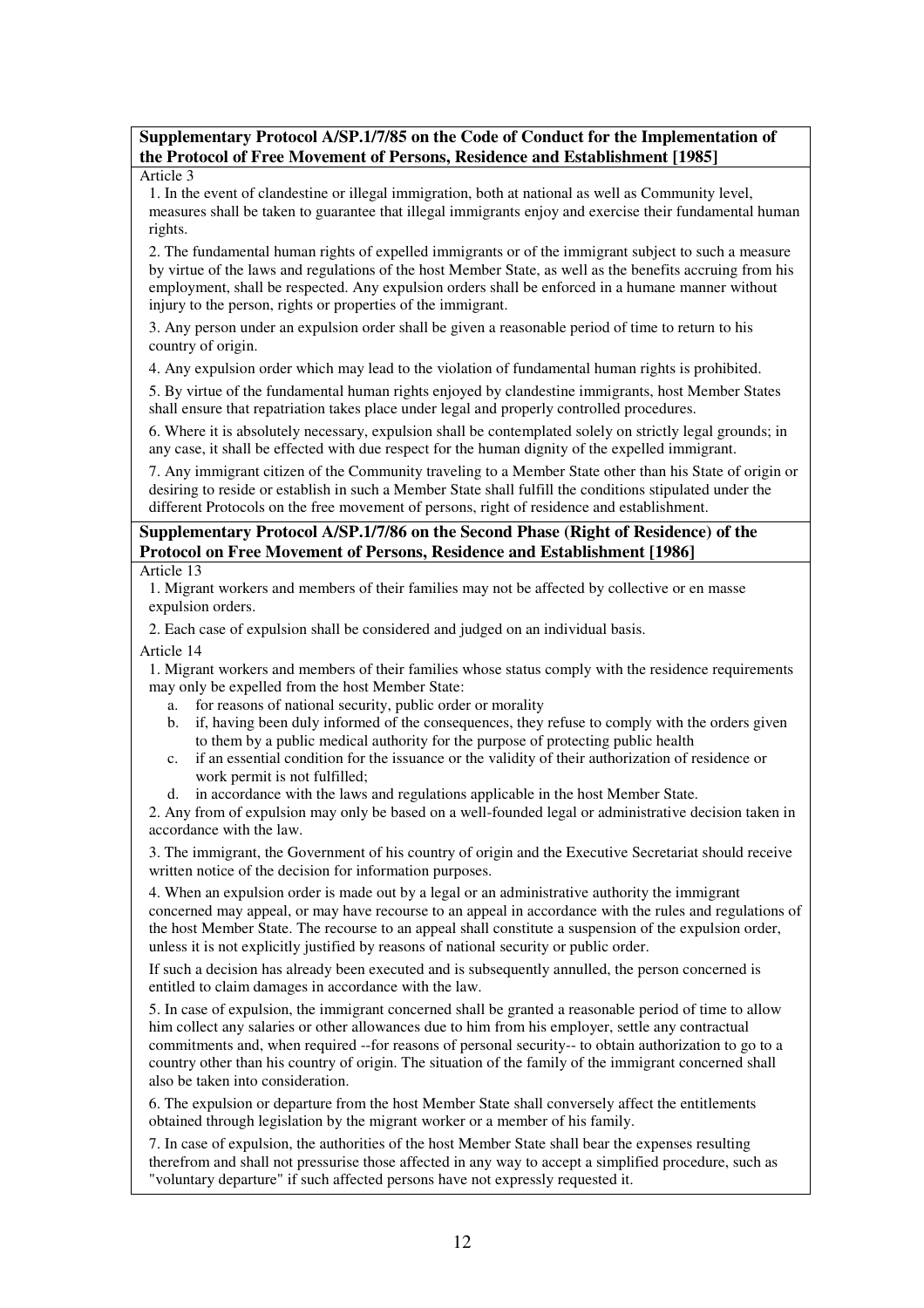**Supplementary Protocol A/SP.1/7/85 on the Code of Conduct for the Implementation of the Protocol of Free Movement of Persons, Residence and Establishment [1985]**

Article 3

1. In the event of clandestine or illegal immigration, both at national as well as Community level, measures shall be taken to guarantee that illegal immigrants enjoy and exercise their fundamental human rights.

2. The fundamental human rights of expelled immigrants or of the immigrant subject to such a measure by virtue of the laws and regulations of the host Member State, as well as the benefits accruing from his employment, shall be respected. Any expulsion orders shall be enforced in a humane manner without injury to the person, rights or properties of the immigrant.

3. Any person under an expulsion order shall be given a reasonable period of time to return to his country of origin.

4. Any expulsion order which may lead to the violation of fundamental human rights is prohibited.

5. By virtue of the fundamental human rights enjoyed by clandestine immigrants, host Member States shall ensure that repatriation takes place under legal and properly controlled procedures.

6. Where it is absolutely necessary, expulsion shall be contemplated solely on strictly legal grounds; in any case, it shall be effected with due respect for the human dignity of the expelled immigrant.

7. Any immigrant citizen of the Community traveling to a Member State other than his State of origin or desiring to reside or establish in such a Member State shall fulfill the conditions stipulated under the different Protocols on the free movement of persons, right of residence and establishment.

**Supplementary Protocol A/SP.1/7/86 on the Second Phase (Right of Residence) of the Protocol on Free Movement of Persons, Residence and Establishment [1986]**

Article 13

1. Migrant workers and members of their families may not be affected by collective or en masse expulsion orders.

2. Each case of expulsion shall be considered and judged on an individual basis.

Article 14

1. Migrant workers and members of their families whose status comply with the residence requirements may only be expelled from the host Member State:
   a. for reasons of national security, public order or morality
   b. if, having been duly informed of the consequences, they refuse to comply with the orders given to them by a public medical authority for the purpose of protecting public health
   c. if an essential condition for the issuance or the validity of their authorization of residence or work permit is not fulfilled;
   d. in accordance with the laws and regulations applicable in the host Member State.

2. Any from of expulsion may only be based on a well-founded legal or administrative decision taken in accordance with the law.

3. The immigrant, the Government of his country of origin and the Executive Secretariat should receive written notice of the decision for information purposes.

4. When an expulsion order is made out by a legal or an administrative authority the immigrant concerned may appeal, or may have recourse to an appeal in accordance with the rules and regulations of the host Member State. The recourse to an appeal shall constitute a suspension of the expulsion order, unless it is not explicitly justified by reasons of national security or public order.

If such a decision has already been executed and is subsequently annulled, the person concerned is entitled to claim damages in accordance with the law.

5. In case of expulsion, the immigrant concerned shall be granted a reasonable period of time to allow him collect any salaries or other allowances due to him from his employer, settle any contractual commitments and, when required --for reasons of personal security-- to obtain authorization to go to a country other than his country of origin. The situation of the family of the immigrant concerned shall also be taken into consideration.

6. The expulsion or departure from the host Member State shall conversely affect the entitlements obtained through legislation by the migrant worker or a member of his family.

7. In case of expulsion, the authorities of the host Member State shall bear the expenses resulting therefrom and shall not pressurise those affected in any way to accept a simplified procedure, such as "voluntary departure" if such affected persons have not expressly requested it.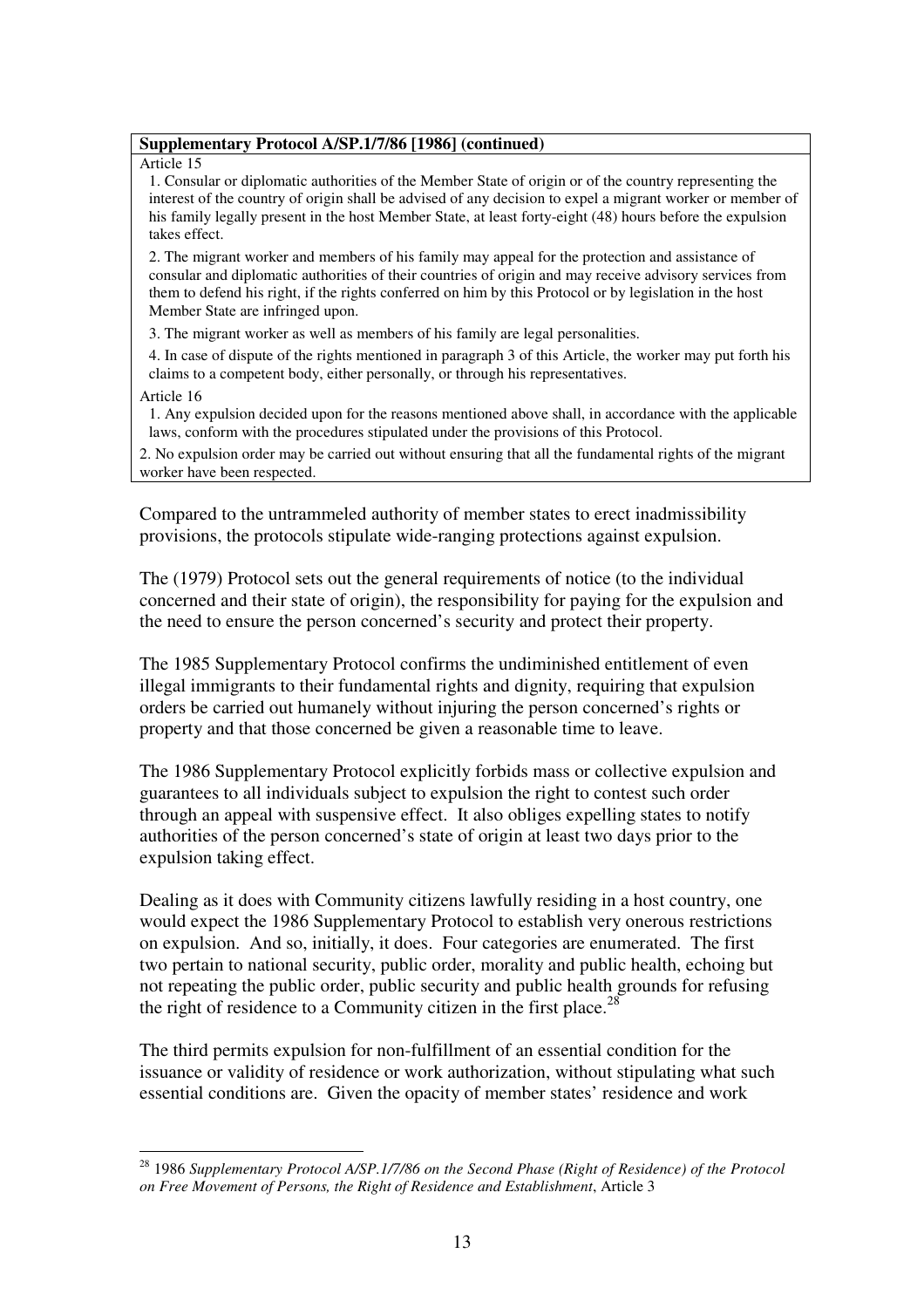| **Supplementary Protocol A/SP.1/7/86 [1986] (continued)** |
|---|
| Article 15<br>1. Consular or diplomatic authorities of the Member State of origin or of the country representing the interest of the country of origin shall be advised of any decision to expel a migrant worker or member of his family legally present in the host Member State, at least forty-eight (48) hours before the expulsion takes effect.<br>2. The migrant worker and members of his family may appeal for the protection and assistance of consular and diplomatic authorities of their countries of origin and may receive advisory services from them to defend his right, if the rights conferred on him by this Protocol or by legislation in the host Member State are infringed upon.<br>3. The migrant worker as well as members of his family are legal personalities.<br>4. In case of dispute of the rights mentioned in paragraph 3 of this Article, the worker may put forth his claims to a competent body, either personally, or through his representatives.<br>Article 16<br>1. Any expulsion decided upon for the reasons mentioned above shall, in accordance with the applicable laws, conform with the procedures stipulated under the provisions of this Protocol.<br>2. No expulsion order may be carried out without ensuring that all the fundamental rights of the migrant worker have been respected. |

Compared to the untrammeled authority of member states to erect inadmissibility provisions, the protocols stipulate wide-ranging protections against expulsion.

The (1979) Protocol sets out the general requirements of notice (to the individual concerned and their state of origin), the responsibility for paying for the expulsion and the need to ensure the person concerned's security and protect their property.

The 1985 Supplementary Protocol confirms the undiminished entitlement of even illegal immigrants to their fundamental rights and dignity, requiring that expulsion orders be carried out humanely without injuring the person concerned's rights or property and that those concerned be given a reasonable time to leave.

The 1986 Supplementary Protocol explicitly forbids mass or collective expulsion and guarantees to all individuals subject to expulsion the right to contest such order through an appeal with suspensive effect. It also obliges expelling states to notify authorities of the person concerned's state of origin at least two days prior to the expulsion taking effect.

Dealing as it does with Community citizens lawfully residing in a host country, one would expect the 1986 Supplementary Protocol to establish very onerous restrictions on expulsion. And so, initially, it does. Four categories are enumerated. The first two pertain to national security, public order, morality and public health, echoing but not repeating the public order, public security and public health grounds for refusing the right of residence to a Community citizen in the first place.[28]

The third permits expulsion for non-fulfillment of an essential condition for the issuance or validity of residence or work authorization, without stipulating what such essential conditions are. Given the opacity of member states' residence and work

[28] 1986 *Supplementary Protocol A/SP.1/7/86 on the Second Phase (Right of Residence) of the Protocol on Free Movement of Persons, the Right of Residence and Establishment*, Article 3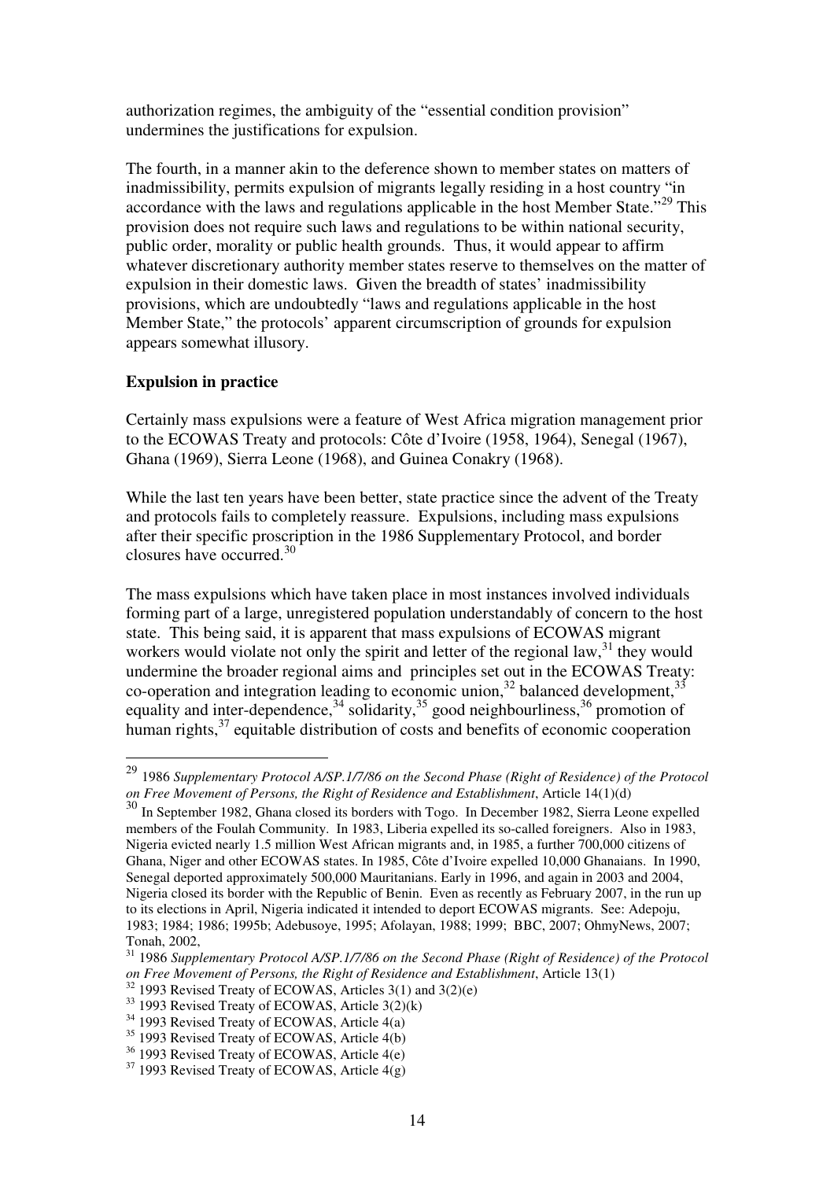authorization regimes, the ambiguity of the "essential condition provision" undermines the justifications for expulsion.

The fourth, in a manner akin to the deference shown to member states on matters of inadmissibility, permits expulsion of migrants legally residing in a host country "in accordance with the laws and regulations applicable in the host Member State."[29] This provision does not require such laws and regulations to be within national security, public order, morality or public health grounds. Thus, it would appear to affirm whatever discretionary authority member states reserve to themselves on the matter of expulsion in their domestic laws. Given the breadth of states' inadmissibility provisions, which are undoubtedly "laws and regulations applicable in the host Member State," the protocols' apparent circumscription of grounds for expulsion appears somewhat illusory.

**Expulsion in practice**

Certainly mass expulsions were a feature of West Africa migration management prior to the ECOWAS Treaty and protocols: Côte d'Ivoire (1958, 1964), Senegal (1967), Ghana (1969), Sierra Leone (1968), and Guinea Conakry (1968).

While the last ten years have been better, state practice since the advent of the Treaty and protocols fails to completely reassure. Expulsions, including mass expulsions after their specific proscription in the 1986 Supplementary Protocol, and border closures have occurred.[30]

The mass expulsions which have taken place in most instances involved individuals forming part of a large, unregistered population understandably of concern to the host state. This being said, it is apparent that mass expulsions of ECOWAS migrant workers would violate not only the spirit and letter of the regional law,[31] they would undermine the broader regional aims and principles set out in the ECOWAS Treaty: co-operation and integration leading to economic union,[32] balanced development,[33] equality and inter-dependence,[34] solidarity,[35] good neighbourliness,[36] promotion of human rights,[37] equitable distribution of costs and benefits of economic cooperation

---

[29] 1986 *Supplementary Protocol A/SP.1/7/86 on the Second Phase (Right of Residence) of the Protocol on Free Movement of Persons, the Right of Residence and Establishment*, Article 14(1)(d)

[30] In September 1982, Ghana closed its borders with Togo. In December 1982, Sierra Leone expelled members of the Foulah Community. In 1983, Liberia expelled its so-called foreigners. Also in 1983, Nigeria evicted nearly 1.5 million West African migrants and, in 1985, a further 700,000 citizens of Ghana, Niger and other ECOWAS states. In 1985, Côte d'Ivoire expelled 10,000 Ghanaians. In 1990, Senegal deported approximately 500,000 Mauritanians. Early in 1996, and again in 2003 and 2004, Nigeria closed its border with the Republic of Benin. Even as recently as February 2007, in the run up to its elections in April, Nigeria indicated it intended to deport ECOWAS migrants. See: Adepoju, 1983; 1984; 1986; 1995b; Adebusoye, 1995; Afolayan, 1988; 1999; BBC, 2007; OhmyNews, 2007; Tonah, 2002,

[31] 1986 *Supplementary Protocol A/SP.1/7/86 on the Second Phase (Right of Residence) of the Protocol on Free Movement of Persons, the Right of Residence and Establishment*, Article 13(1)

[32] 1993 Revised Treaty of ECOWAS, Articles 3(1) and 3(2)(e)

[33] 1993 Revised Treaty of ECOWAS, Article 3(2)(k)

[34] 1993 Revised Treaty of ECOWAS, Article 4(a)

[35] 1993 Revised Treaty of ECOWAS, Article 4(b)

[36] 1993 Revised Treaty of ECOWAS, Article 4(e)

[37] 1993 Revised Treaty of ECOWAS, Article 4(g)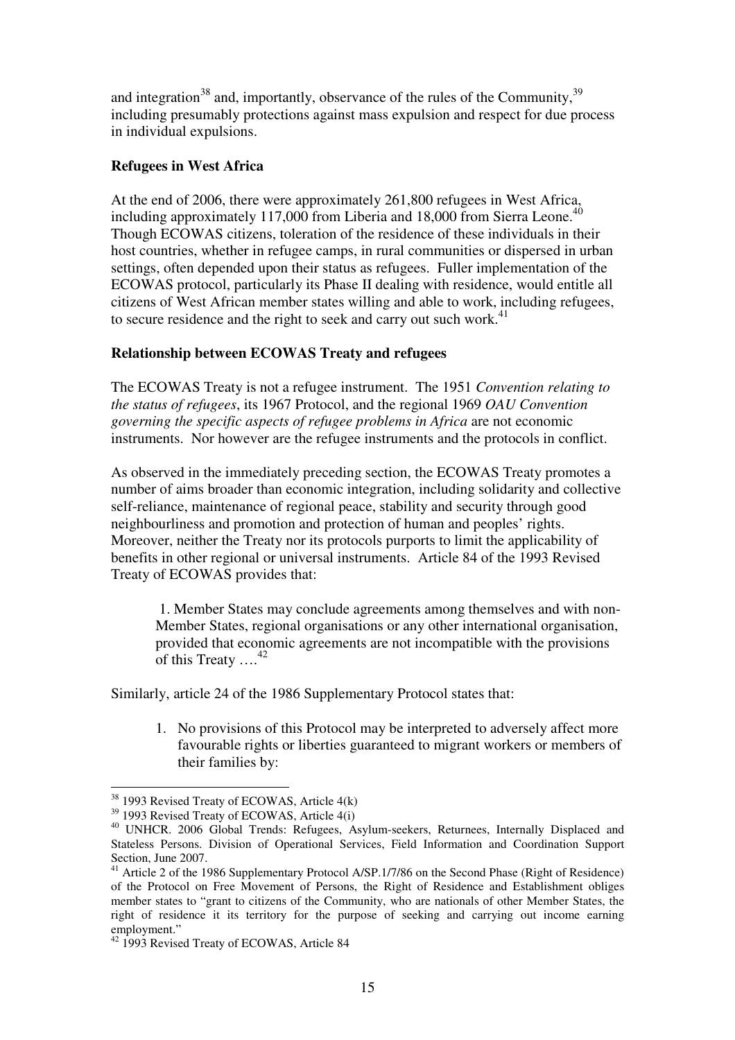and integration[38] and, importantly, observance of the rules of the Community,[39] including presumably protections against mass expulsion and respect for due process in individual expulsions.

**Refugees in West Africa**

At the end of 2006, there were approximately 261,800 refugees in West Africa, including approximately 117,000 from Liberia and 18,000 from Sierra Leone.[40] Though ECOWAS citizens, toleration of the residence of these individuals in their host countries, whether in refugee camps, in rural communities or dispersed in urban settings, often depended upon their status as refugees. Fuller implementation of the ECOWAS protocol, particularly its Phase II dealing with residence, would entitle all citizens of West African member states willing and able to work, including refugees, to secure residence and the right to seek and carry out such work.[41]

**Relationship between ECOWAS Treaty and refugees**

The ECOWAS Treaty is not a refugee instrument. The 1951 *Convention relating to the status of refugees*, its 1967 Protocol, and the regional 1969 *OAU Convention governing the specific aspects of refugee problems in Africa* are not economic instruments. Nor however are the refugee instruments and the protocols in conflict.

As observed in the immediately preceding section, the ECOWAS Treaty promotes a number of aims broader than economic integration, including solidarity and collective self-reliance, maintenance of regional peace, stability and security through good neighbourliness and promotion and protection of human and peoples' rights. Moreover, neither the Treaty nor its protocols purports to limit the applicability of benefits in other regional or universal instruments. Article 84 of the 1993 Revised Treaty of ECOWAS provides that:

> 1. Member States may conclude agreements among themselves and with non-Member States, regional organisations or any other international organisation, provided that economic agreements are not incompatible with the provisions of this Treaty ….[42]

Similarly, article 24 of the 1986 Supplementary Protocol states that:

> 1. No provisions of this Protocol may be interpreted to adversely affect more favourable rights or liberties guaranteed to migrant workers or members of their families by:

---

[38] 1993 Revised Treaty of ECOWAS, Article 4(k)

[39] 1993 Revised Treaty of ECOWAS, Article 4(i)

[40] UNHCR. 2006 Global Trends: Refugees, Asylum-seekers, Returnees, Internally Displaced and Stateless Persons. Division of Operational Services, Field Information and Coordination Support Section, June 2007.

[41] Article 2 of the 1986 Supplementary Protocol A/SP.1/7/86 on the Second Phase (Right of Residence) of the Protocol on Free Movement of Persons, the Right of Residence and Establishment obliges member states to "grant to citizens of the Community, who are nationals of other Member States, the right of residence it its territory for the purpose of seeking and carrying out income earning employment."

[42] 1993 Revised Treaty of ECOWAS, Article 84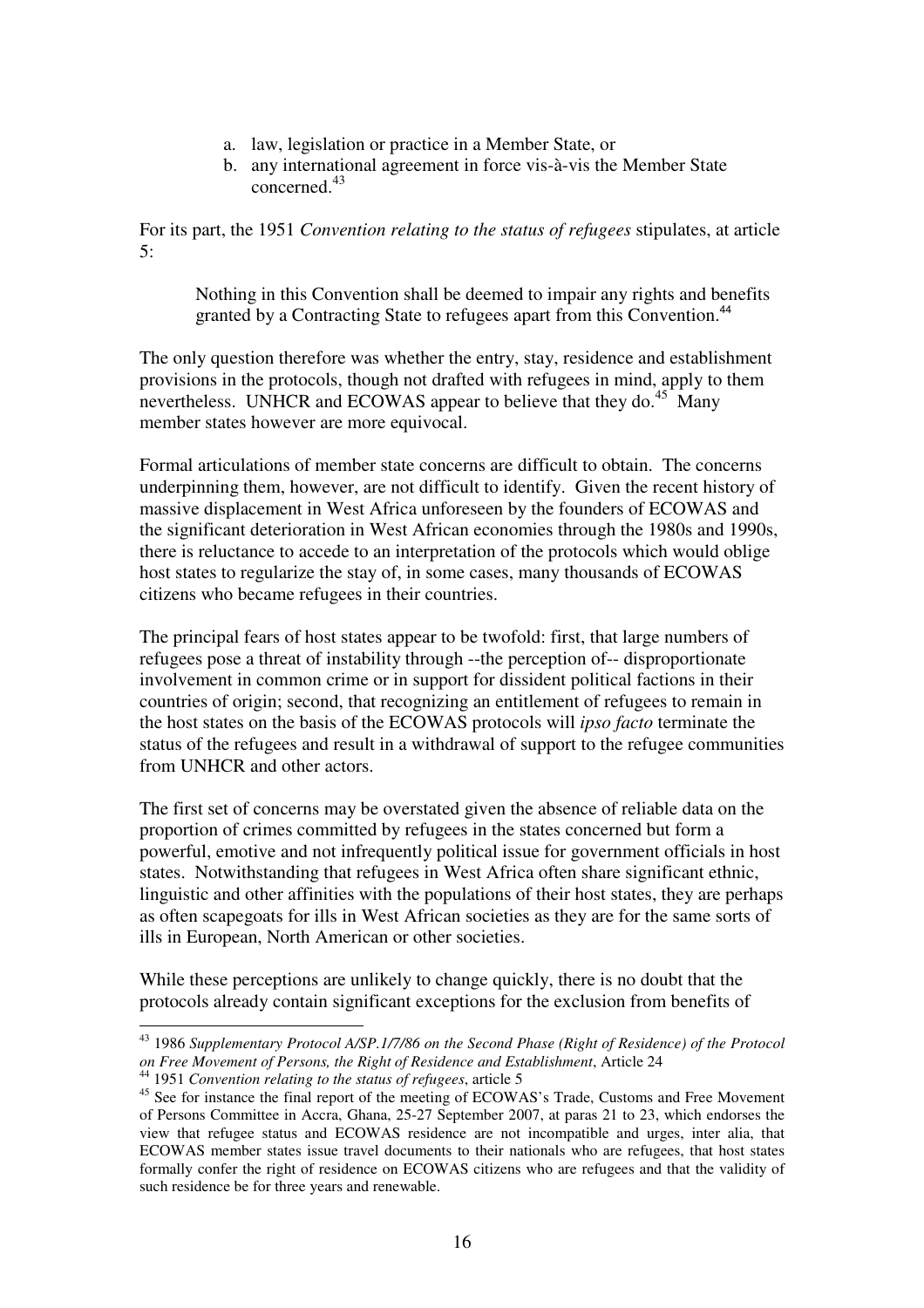a. law, legislation or practice in a Member State, or
b. any international agreement in force vis-à-vis the Member State concerned.[43]

For its part, the 1951 *Convention relating to the status of refugees* stipulates, at article 5:

> Nothing in this Convention shall be deemed to impair any rights and benefits granted by a Contracting State to refugees apart from this Convention.[44]

The only question therefore was whether the entry, stay, residence and establishment provisions in the protocols, though not drafted with refugees in mind, apply to them nevertheless. UNHCR and ECOWAS appear to believe that they do.[45] Many member states however are more equivocal.

Formal articulations of member state concerns are difficult to obtain. The concerns underpinning them, however, are not difficult to identify. Given the recent history of massive displacement in West Africa unforeseen by the founders of ECOWAS and the significant deterioration in West African economies through the 1980s and 1990s, there is reluctance to accede to an interpretation of the protocols which would oblige host states to regularize the stay of, in some cases, many thousands of ECOWAS citizens who became refugees in their countries.

The principal fears of host states appear to be twofold: first, that large numbers of refugees pose a threat of instability through --the perception of-- disproportionate involvement in common crime or in support for dissident political factions in their countries of origin; second, that recognizing an entitlement of refugees to remain in the host states on the basis of the ECOWAS protocols will *ipso facto* terminate the status of the refugees and result in a withdrawal of support to the refugee communities from UNHCR and other actors.

The first set of concerns may be overstated given the absence of reliable data on the proportion of crimes committed by refugees in the states concerned but form a powerful, emotive and not infrequently political issue for government officials in host states. Notwithstanding that refugees in West Africa often share significant ethnic, linguistic and other affinities with the populations of their host states, they are perhaps as often scapegoats for ills in West African societies as they are for the same sorts of ills in European, North American or other societies.

While these perceptions are unlikely to change quickly, there is no doubt that the protocols already contain significant exceptions for the exclusion from benefits of

---

[43] 1986 *Supplementary Protocol A/SP.1/7/86 on the Second Phase (Right of Residence) of the Protocol on Free Movement of Persons, the Right of Residence and Establishment*, Article 24

[44] 1951 *Convention relating to the status of refugees*, article 5

[45] See for instance the final report of the meeting of ECOWAS's Trade, Customs and Free Movement of Persons Committee in Accra, Ghana, 25-27 September 2007, at paras 21 to 23, which endorses the view that refugee status and ECOWAS residence are not incompatible and urges, inter alia, that ECOWAS member states issue travel documents to their nationals who are refugees, that host states formally confer the right of residence on ECOWAS citizens who are refugees and that the validity of such residence be for three years and renewable.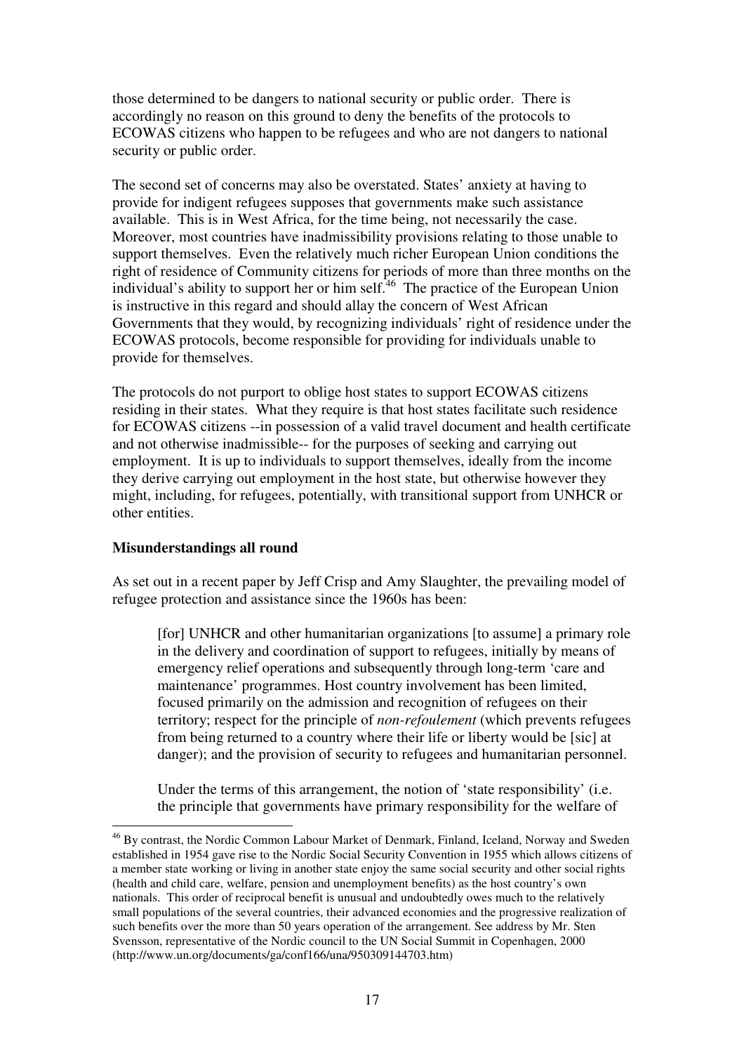those determined to be dangers to national security or public order. There is accordingly no reason on this ground to deny the benefits of the protocols to ECOWAS citizens who happen to be refugees and who are not dangers to national security or public order.

The second set of concerns may also be overstated. States' anxiety at having to provide for indigent refugees supposes that governments make such assistance available. This is in West Africa, for the time being, not necessarily the case. Moreover, most countries have inadmissibility provisions relating to those unable to support themselves. Even the relatively much richer European Union conditions the right of residence of Community citizens for periods of more than three months on the individual's ability to support her or him self.[46] The practice of the European Union is instructive in this regard and should allay the concern of West African Governments that they would, by recognizing individuals' right of residence under the ECOWAS protocols, become responsible for providing for individuals unable to provide for themselves.

The protocols do not purport to oblige host states to support ECOWAS citizens residing in their states. What they require is that host states facilitate such residence for ECOWAS citizens --in possession of a valid travel document and health certificate and not otherwise inadmissible-- for the purposes of seeking and carrying out employment. It is up to individuals to support themselves, ideally from the income they derive carrying out employment in the host state, but otherwise however they might, including, for refugees, potentially, with transitional support from UNHCR or other entities.

**Misunderstandings all round**

As set out in a recent paper by Jeff Crisp and Amy Slaughter, the prevailing model of refugee protection and assistance since the 1960s has been:

> [for] UNHCR and other humanitarian organizations [to assume] a primary role in the delivery and coordination of support to refugees, initially by means of emergency relief operations and subsequently through long-term 'care and maintenance' programmes. Host country involvement has been limited, focused primarily on the admission and recognition of refugees on their territory; respect for the principle of *non-refoulement* (which prevents refugees from being returned to a country where their life or liberty would be [sic] at danger); and the provision of security to refugees and humanitarian personnel.
>
> Under the terms of this arrangement, the notion of 'state responsibility' (i.e. the principle that governments have primary responsibility for the welfare of

[46] By contrast, the Nordic Common Labour Market of Denmark, Finland, Iceland, Norway and Sweden established in 1954 gave rise to the Nordic Social Security Convention in 1955 which allows citizens of a member state working or living in another state enjoy the same social security and other social rights (health and child care, welfare, pension and unemployment benefits) as the host country's own nationals. This order of reciprocal benefit is unusual and undoubtedly owes much to the relatively small populations of the several countries, their advanced economies and the progressive realization of such benefits over the more than 50 years operation of the arrangement. See address by Mr. Sten Svensson, representative of the Nordic council to the UN Social Summit in Copenhagen, 2000 (http://www.un.org/documents/ga/conf166/una/950309144703.htm)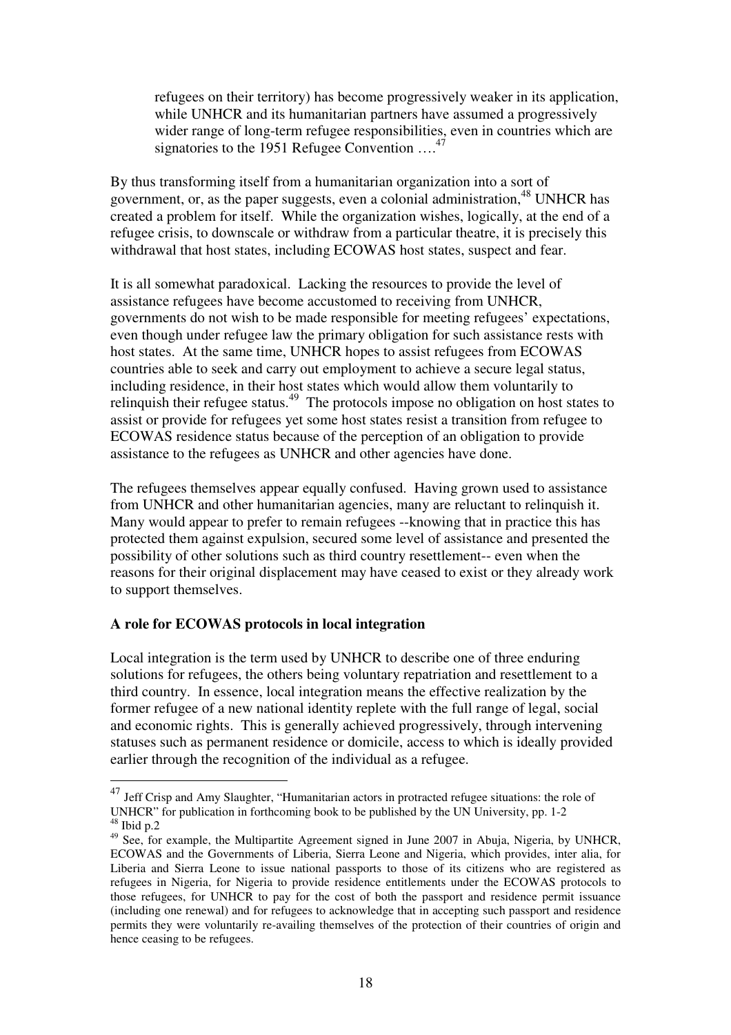> refugees on their territory) has become progressively weaker in its application, while UNHCR and its humanitarian partners have assumed a progressively wider range of long-term refugee responsibilities, even in countries which are signatories to the 1951 Refugee Convention ….[47]

By thus transforming itself from a humanitarian organization into a sort of government, or, as the paper suggests, even a colonial administration,[48] UNHCR has created a problem for itself. While the organization wishes, logically, at the end of a refugee crisis, to downscale or withdraw from a particular theatre, it is precisely this withdrawal that host states, including ECOWAS host states, suspect and fear.

It is all somewhat paradoxical. Lacking the resources to provide the level of assistance refugees have become accustomed to receiving from UNHCR, governments do not wish to be made responsible for meeting refugees' expectations, even though under refugee law the primary obligation for such assistance rests with host states. At the same time, UNHCR hopes to assist refugees from ECOWAS countries able to seek and carry out employment to achieve a secure legal status, including residence, in their host states which would allow them voluntarily to relinquish their refugee status.[49] The protocols impose no obligation on host states to assist or provide for refugees yet some host states resist a transition from refugee to ECOWAS residence status because of the perception of an obligation to provide assistance to the refugees as UNHCR and other agencies have done.

The refugees themselves appear equally confused. Having grown used to assistance from UNHCR and other humanitarian agencies, many are reluctant to relinquish it. Many would appear to prefer to remain refugees --knowing that in practice this has protected them against expulsion, secured some level of assistance and presented the possibility of other solutions such as third country resettlement-- even when the reasons for their original displacement may have ceased to exist or they already work to support themselves.

**A role for ECOWAS protocols in local integration**

Local integration is the term used by UNHCR to describe one of three enduring solutions for refugees, the others being voluntary repatriation and resettlement to a third country. In essence, local integration means the effective realization by the former refugee of a new national identity replete with the full range of legal, social and economic rights. This is generally achieved progressively, through intervening statuses such as permanent residence or domicile, access to which is ideally provided earlier through the recognition of the individual as a refugee.

---

[47] Jeff Crisp and Amy Slaughter, "Humanitarian actors in protracted refugee situations: the role of UNHCR" for publication in forthcoming book to be published by the UN University, pp. 1-2

[48] Ibid p.2

[49] See, for example, the Multipartite Agreement signed in June 2007 in Abuja, Nigeria, by UNHCR, ECOWAS and the Governments of Liberia, Sierra Leone and Nigeria, which provides, inter alia, for Liberia and Sierra Leone to issue national passports to those of its citizens who are registered as refugees in Nigeria, for Nigeria to provide residence entitlements under the ECOWAS protocols to those refugees, for UNHCR to pay for the cost of both the passport and residence permit issuance (including one renewal) and for refugees to acknowledge that in accepting such passport and residence permits they were voluntarily re-availing themselves of the protection of their countries of origin and hence ceasing to be refugees.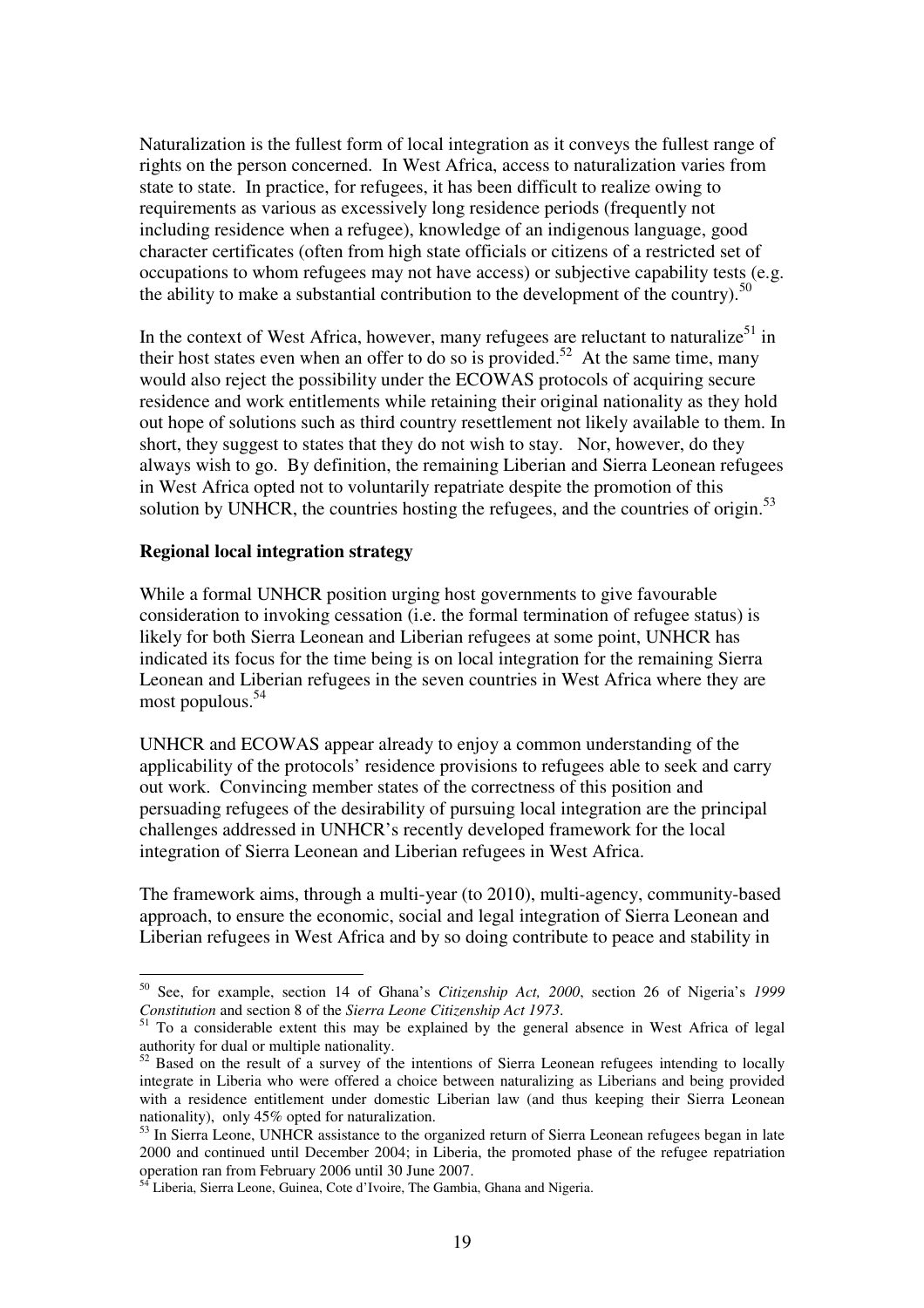Naturalization is the fullest form of local integration as it conveys the fullest range of rights on the person concerned. In West Africa, access to naturalization varies from state to state. In practice, for refugees, it has been difficult to realize owing to requirements as various as excessively long residence periods (frequently not including residence when a refugee), knowledge of an indigenous language, good character certificates (often from high state officials or citizens of a restricted set of occupations to whom refugees may not have access) or subjective capability tests (e.g. the ability to make a substantial contribution to the development of the country).[50]

In the context of West Africa, however, many refugees are reluctant to naturalize[51] in their host states even when an offer to do so is provided.[52] At the same time, many would also reject the possibility under the ECOWAS protocols of acquiring secure residence and work entitlements while retaining their original nationality as they hold out hope of solutions such as third country resettlement not likely available to them. In short, they suggest to states that they do not wish to stay. Nor, however, do they always wish to go. By definition, the remaining Liberian and Sierra Leonean refugees in West Africa opted not to voluntarily repatriate despite the promotion of this solution by UNHCR, the countries hosting the refugees, and the countries of origin.[53]

**Regional local integration strategy**

While a formal UNHCR position urging host governments to give favourable consideration to invoking cessation (i.e. the formal termination of refugee status) is likely for both Sierra Leonean and Liberian refugees at some point, UNHCR has indicated its focus for the time being is on local integration for the remaining Sierra Leonean and Liberian refugees in the seven countries in West Africa where they are most populous.[54]

UNHCR and ECOWAS appear already to enjoy a common understanding of the applicability of the protocols' residence provisions to refugees able to seek and carry out work. Convincing member states of the correctness of this position and persuading refugees of the desirability of pursuing local integration are the principal challenges addressed in UNHCR's recently developed framework for the local integration of Sierra Leonean and Liberian refugees in West Africa.

The framework aims, through a multi-year (to 2010), multi-agency, community-based approach, to ensure the economic, social and legal integration of Sierra Leonean and Liberian refugees in West Africa and by so doing contribute to peace and stability in

---

[50] See, for example, section 14 of Ghana's *Citizenship Act, 2000*, section 26 of Nigeria's *1999 Constitution* and section 8 of the *Sierra Leone Citizenship Act 1973*.

[51] To a considerable extent this may be explained by the general absence in West Africa of legal authority for dual or multiple nationality.

[52] Based on the result of a survey of the intentions of Sierra Leonean refugees intending to locally integrate in Liberia who were offered a choice between naturalizing as Liberians and being provided with a residence entitlement under domestic Liberian law (and thus keeping their Sierra Leonean nationality), only 45% opted for naturalization.

[53] In Sierra Leone, UNHCR assistance to the organized return of Sierra Leonean refugees began in late 2000 and continued until December 2004; in Liberia, the promoted phase of the refugee repatriation operation ran from February 2006 until 30 June 2007.

[54] Liberia, Sierra Leone, Guinea, Cote d'Ivoire, The Gambia, Ghana and Nigeria.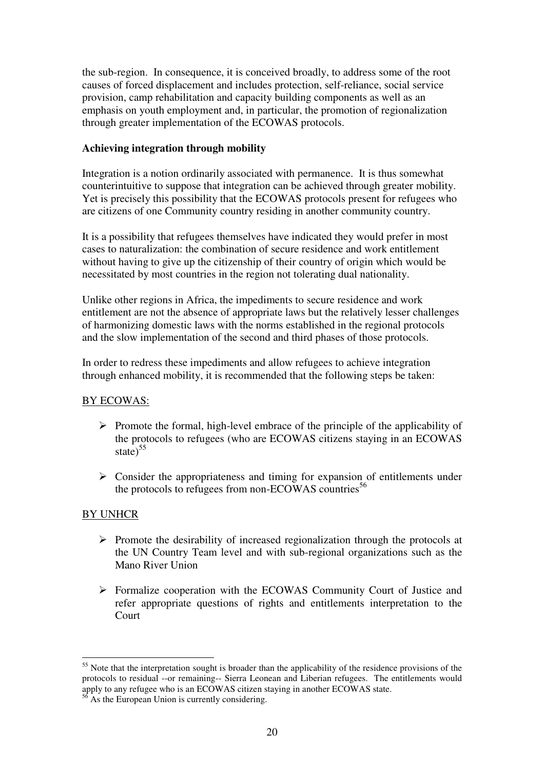the sub-region. In consequence, it is conceived broadly, to address some of the root causes of forced displacement and includes protection, self-reliance, social service provision, camp rehabilitation and capacity building components as well as an emphasis on youth employment and, in particular, the promotion of regionalization through greater implementation of the ECOWAS protocols.

**Achieving integration through mobility**

Integration is a notion ordinarily associated with permanence. It is thus somewhat counterintuitive to suppose that integration can be achieved through greater mobility. Yet is precisely this possibility that the ECOWAS protocols present for refugees who are citizens of one Community country residing in another community country.

It is a possibility that refugees themselves have indicated they would prefer in most cases to naturalization: the combination of secure residence and work entitlement without having to give up the citizenship of their country of origin which would be necessitated by most countries in the region not tolerating dual nationality.

Unlike other regions in Africa, the impediments to secure residence and work entitlement are not the absence of appropriate laws but the relatively lesser challenges of harmonizing domestic laws with the norms established in the regional protocols and the slow implementation of the second and third phases of those protocols.

In order to redress these impediments and allow refugees to achieve integration through enhanced mobility, it is recommended that the following steps be taken:

<u>BY ECOWAS:</u>

- Promote the formal, high-level embrace of the principle of the applicability of the protocols to refugees (who are ECOWAS citizens staying in an ECOWAS state)[55]
- Consider the appropriateness and timing for expansion of entitlements under the protocols to refugees from non-ECOWAS countries[56]

<u>BY UNHCR</u>

- Promote the desirability of increased regionalization through the protocols at the UN Country Team level and with sub-regional organizations such as the Mano River Union
- Formalize cooperation with the ECOWAS Community Court of Justice and refer appropriate questions of rights and entitlements interpretation to the Court

---

[55] Note that the interpretation sought is broader than the applicability of the residence provisions of the protocols to residual --or remaining-- Sierra Leonean and Liberian refugees. The entitlements would apply to any refugee who is an ECOWAS citizen staying in another ECOWAS state.

[56] As the European Union is currently considering.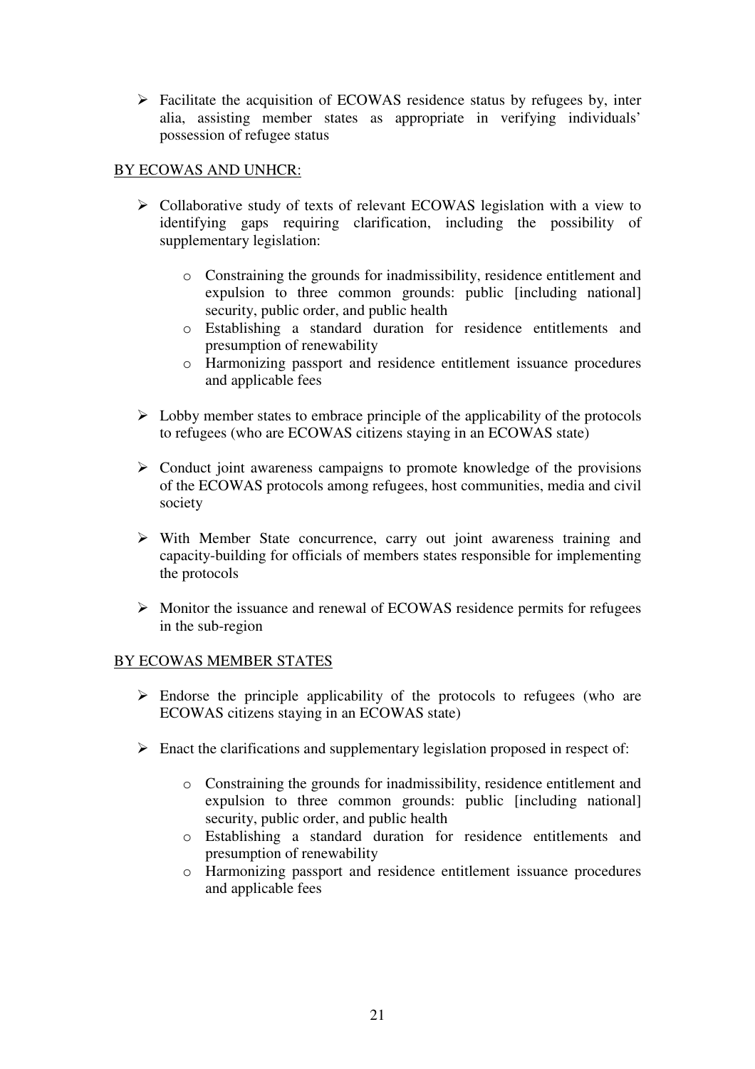- Facilitate the acquisition of ECOWAS residence status by refugees by, inter alia, assisting member states as appropriate in verifying individuals' possession of refugee status

<u>BY ECOWAS AND UNHCR:</u>

- Collaborative study of texts of relevant ECOWAS legislation with a view to identifying gaps requiring clarification, including the possibility of supplementary legislation:
    - Constraining the grounds for inadmissibility, residence entitlement and expulsion to three common grounds: public [including national] security, public order, and public health
    - Establishing a standard duration for residence entitlements and presumption of renewability
    - Harmonizing passport and residence entitlement issuance procedures and applicable fees

- Lobby member states to embrace principle of the applicability of the protocols to refugees (who are ECOWAS citizens staying in an ECOWAS state)

- Conduct joint awareness campaigns to promote knowledge of the provisions of the ECOWAS protocols among refugees, host communities, media and civil society

- With Member State concurrence, carry out joint awareness training and capacity-building for officials of members states responsible for implementing the protocols

- Monitor the issuance and renewal of ECOWAS residence permits for refugees in the sub-region

<u>BY ECOWAS MEMBER STATES</u>

- Endorse the principle applicability of the protocols to refugees (who are ECOWAS citizens staying in an ECOWAS state)

- Enact the clarifications and supplementary legislation proposed in respect of:
    - Constraining the grounds for inadmissibility, residence entitlement and expulsion to three common grounds: public [including national] security, public order, and public health
    - Establishing a standard duration for residence entitlements and presumption of renewability
    - Harmonizing passport and residence entitlement issuance procedures and applicable fees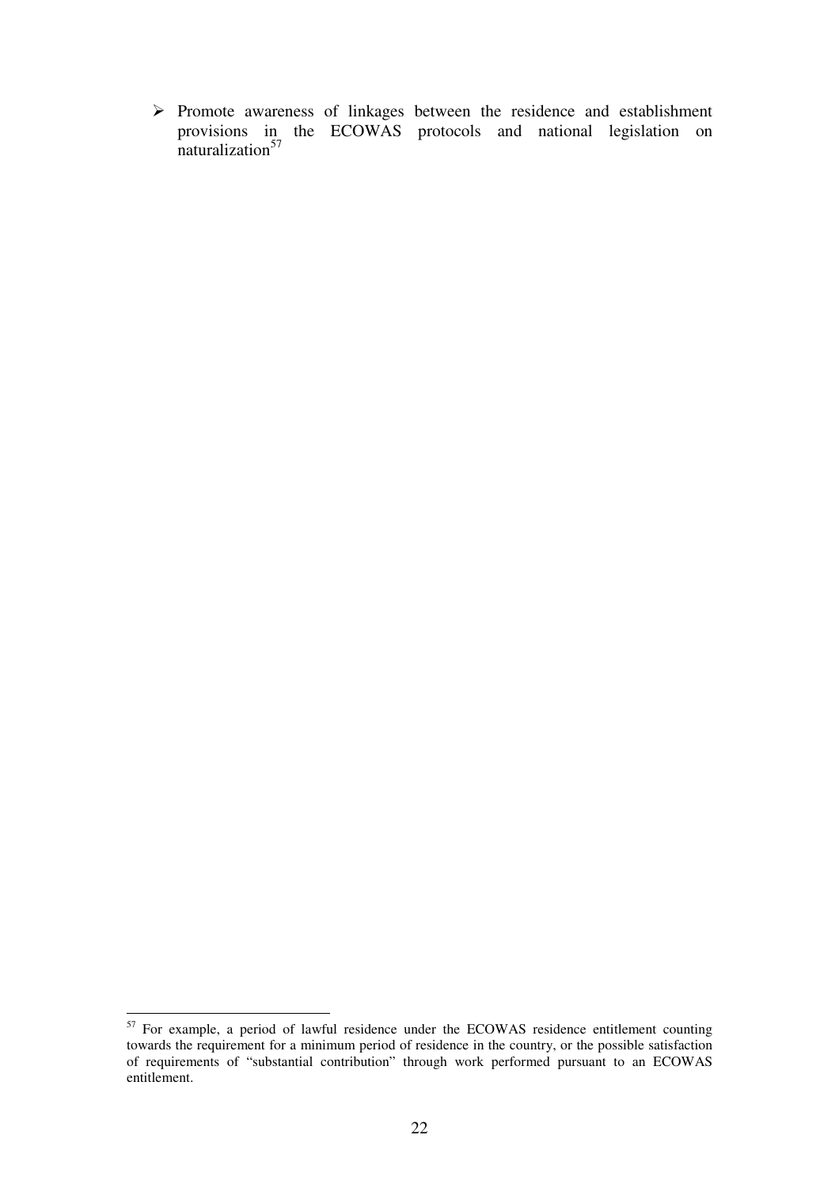- Promote awareness of linkages between the residence and establishment provisions in the ECOWAS protocols and national legislation on naturalization[57]

[57] For example, a period of lawful residence under the ECOWAS residence entitlement counting towards the requirement for a minimum period of residence in the country, or the possible satisfaction of requirements of "substantial contribution" through work performed pursuant to an ECOWAS entitlement.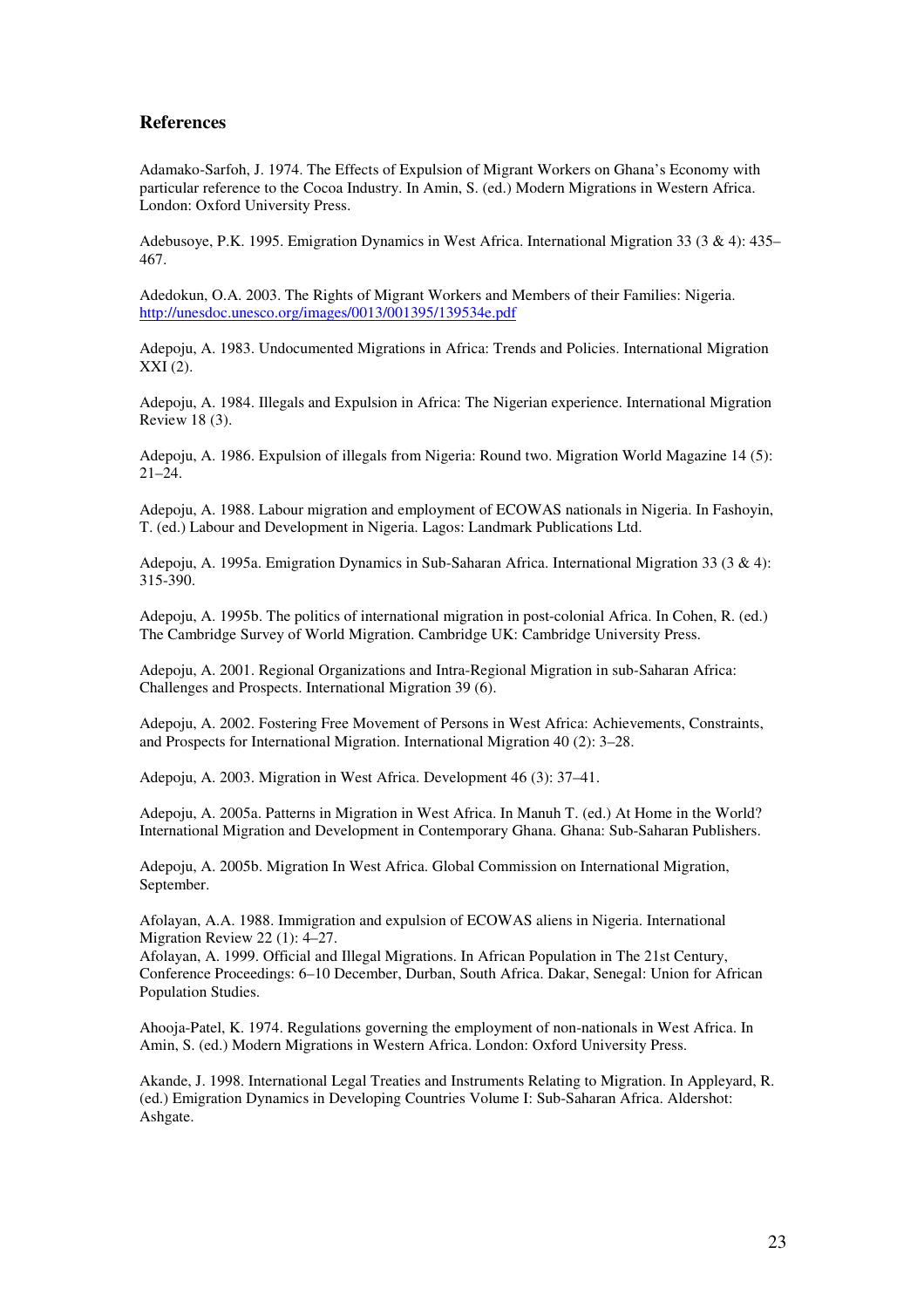## References

Adamako-Sarfoh, J. 1974. The Effects of Expulsion of Migrant Workers on Ghana's Economy with particular reference to the Cocoa Industry. In Amin, S. (ed.) Modern Migrations in Western Africa. London: Oxford University Press.

Adebusoye, P.K. 1995. Emigration Dynamics in West Africa. International Migration 33 (3 & 4): 435–467.

Adedokun, O.A. 2003. The Rights of Migrant Workers and Members of their Families: Nigeria. http://unesdoc.unesco.org/images/0013/001395/139534e.pdf

Adepoju, A. 1983. Undocumented Migrations in Africa: Trends and Policies. International Migration XXI (2).

Adepoju, A. 1984. Illegals and Expulsion in Africa: The Nigerian experience. International Migration Review 18 (3).

Adepoju, A. 1986. Expulsion of illegals from Nigeria: Round two. Migration World Magazine 14 (5): 21–24.

Adepoju, A. 1988. Labour migration and employment of ECOWAS nationals in Nigeria. In Fashoyin, T. (ed.) Labour and Development in Nigeria. Lagos: Landmark Publications Ltd.

Adepoju, A. 1995a. Emigration Dynamics in Sub-Saharan Africa. International Migration 33 (3 & 4): 315-390.

Adepoju, A. 1995b. The politics of international migration in post-colonial Africa. In Cohen, R. (ed.) The Cambridge Survey of World Migration. Cambridge UK: Cambridge University Press.

Adepoju, A. 2001. Regional Organizations and Intra-Regional Migration in sub-Saharan Africa: Challenges and Prospects. International Migration 39 (6).

Adepoju, A. 2002. Fostering Free Movement of Persons in West Africa: Achievements, Constraints, and Prospects for International Migration. International Migration 40 (2): 3–28.

Adepoju, A. 2003. Migration in West Africa. Development 46 (3): 37–41.

Adepoju, A. 2005a. Patterns in Migration in West Africa. In Manuh T. (ed.) At Home in the World? International Migration and Development in Contemporary Ghana. Ghana: Sub-Saharan Publishers.

Adepoju, A. 2005b. Migration In West Africa. Global Commission on International Migration, September.

Afolayan, A.A. 1988. Immigration and expulsion of ECOWAS aliens in Nigeria. International Migration Review 22 (1): 4–27.

Afolayan, A. 1999. Official and Illegal Migrations. In African Population in The 21st Century, Conference Proceedings: 6–10 December, Durban, South Africa. Dakar, Senegal: Union for African Population Studies.

Ahooja-Patel, K. 1974. Regulations governing the employment of non-nationals in West Africa. In Amin, S. (ed.) Modern Migrations in Western Africa. London: Oxford University Press.

Akande, J. 1998. International Legal Treaties and Instruments Relating to Migration. In Appleyard, R. (ed.) Emigration Dynamics in Developing Countries Volume I: Sub-Saharan Africa. Aldershot: Ashgate.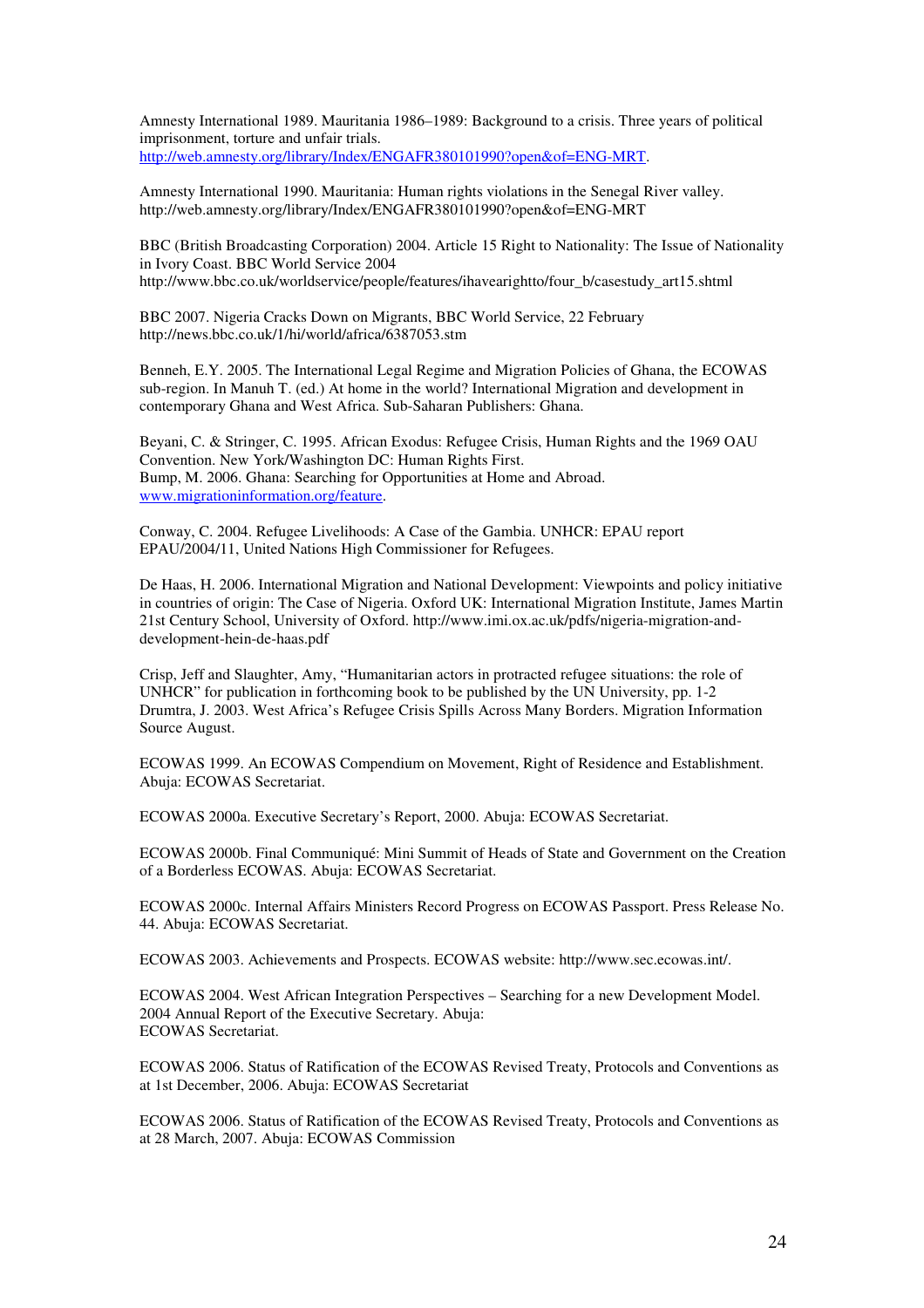Amnesty International 1989. Mauritania 1986–1989: Background to a crisis. Three years of political imprisonment, torture and unfair trials. http://web.amnesty.org/library/Index/ENGAFR380101990?open&of=ENG-MRT.

Amnesty International 1990. Mauritania: Human rights violations in the Senegal River valley. http://web.amnesty.org/library/Index/ENGAFR380101990?open&of=ENG-MRT

BBC (British Broadcasting Corporation) 2004. Article 15 Right to Nationality: The Issue of Nationality in Ivory Coast. BBC World Service 2004 http://www.bbc.co.uk/worldservice/people/features/ihavearightto/four_b/casestudy_art15.shtml

BBC 2007. Nigeria Cracks Down on Migrants, BBC World Service, 22 February http://news.bbc.co.uk/1/hi/world/africa/6387053.stm

Benneh, E.Y. 2005. The International Legal Regime and Migration Policies of Ghana, the ECOWAS sub-region. In Manuh T. (ed.) At home in the world? International Migration and development in contemporary Ghana and West Africa. Sub-Saharan Publishers: Ghana.

Beyani, C. & Stringer, C. 1995. African Exodus: Refugee Crisis, Human Rights and the 1969 OAU Convention. New York/Washington DC: Human Rights First.
Bump, M. 2006. Ghana: Searching for Opportunities at Home and Abroad. www.migrationinformation.org/feature.

Conway, C. 2004. Refugee Livelihoods: A Case of the Gambia. UNHCR: EPAU report EPAU/2004/11, United Nations High Commissioner for Refugees.

De Haas, H. 2006. International Migration and National Development: Viewpoints and policy initiative in countries of origin: The Case of Nigeria. Oxford UK: International Migration Institute, James Martin 21st Century School, University of Oxford. http://www.imi.ox.ac.uk/pdfs/nigeria-migration-and-development-hein-de-haas.pdf

Crisp, Jeff and Slaughter, Amy, "Humanitarian actors in protracted refugee situations: the role of UNHCR" for publication in forthcoming book to be published by the UN University, pp. 1-2
Drumtra, J. 2003. West Africa's Refugee Crisis Spills Across Many Borders. Migration Information Source August.

ECOWAS 1999. An ECOWAS Compendium on Movement, Right of Residence and Establishment. Abuja: ECOWAS Secretariat.

ECOWAS 2000a. Executive Secretary's Report, 2000. Abuja: ECOWAS Secretariat.

ECOWAS 2000b. Final Communiqué: Mini Summit of Heads of State and Government on the Creation of a Borderless ECOWAS. Abuja: ECOWAS Secretariat.

ECOWAS 2000c. Internal Affairs Ministers Record Progress on ECOWAS Passport. Press Release No. 44. Abuja: ECOWAS Secretariat.

ECOWAS 2003. Achievements and Prospects. ECOWAS website: http://www.sec.ecowas.int/.

ECOWAS 2004. West African Integration Perspectives – Searching for a new Development Model. 2004 Annual Report of the Executive Secretary. Abuja:
ECOWAS Secretariat.

ECOWAS 2006. Status of Ratification of the ECOWAS Revised Treaty, Protocols and Conventions as at 1st December, 2006. Abuja: ECOWAS Secretariat

ECOWAS 2006. Status of Ratification of the ECOWAS Revised Treaty, Protocols and Conventions as at 28 March, 2007. Abuja: ECOWAS Commission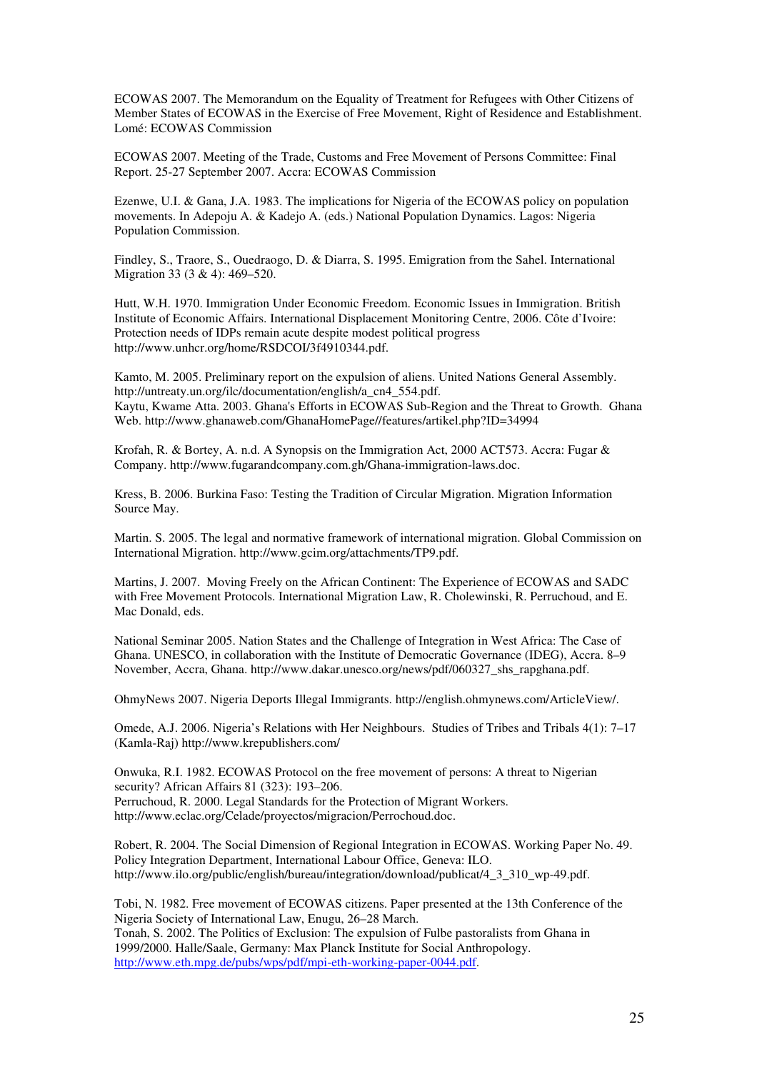ECOWAS 2007. The Memorandum on the Equality of Treatment for Refugees with Other Citizens of Member States of ECOWAS in the Exercise of Free Movement, Right of Residence and Establishment. Lomé: ECOWAS Commission

ECOWAS 2007. Meeting of the Trade, Customs and Free Movement of Persons Committee: Final Report. 25-27 September 2007. Accra: ECOWAS Commission

Ezenwe, U.I. & Gana, J.A. 1983. The implications for Nigeria of the ECOWAS policy on population movements. In Adepoju A. & Kadejo A. (eds.) National Population Dynamics. Lagos: Nigeria Population Commission.

Findley, S., Traore, S., Ouedraogo, D. & Diarra, S. 1995. Emigration from the Sahel. International Migration 33 (3 & 4): 469–520.

Hutt, W.H. 1970. Immigration Under Economic Freedom. Economic Issues in Immigration. British Institute of Economic Affairs. International Displacement Monitoring Centre, 2006. Côte d'Ivoire: Protection needs of IDPs remain acute despite modest political progress http://www.unhcr.org/home/RSDCOI/3f4910344.pdf.

Kamto, M. 2005. Preliminary report on the expulsion of aliens. United Nations General Assembly. http://untreaty.un.org/ilc/documentation/english/a_cn4_554.pdf.
Kaytu, Kwame Atta. 2003. Ghana's Efforts in ECOWAS Sub-Region and the Threat to Growth. Ghana Web. http://www.ghanaweb.com/GhanaHomePage//features/artikel.php?ID=34994

Krofah, R. & Bortey, A. n.d. A Synopsis on the Immigration Act, 2000 ACT573. Accra: Fugar & Company. http://www.fugarandcompany.com.gh/Ghana-immigration-laws.doc.

Kress, B. 2006. Burkina Faso: Testing the Tradition of Circular Migration. Migration Information Source May.

Martin. S. 2005. The legal and normative framework of international migration. Global Commission on International Migration. http://www.gcim.org/attachments/TP9.pdf.

Martins, J. 2007. Moving Freely on the African Continent: The Experience of ECOWAS and SADC with Free Movement Protocols. International Migration Law, R. Cholewinski, R. Perruchoud, and E. Mac Donald, eds.

National Seminar 2005. Nation States and the Challenge of Integration in West Africa: The Case of Ghana. UNESCO, in collaboration with the Institute of Democratic Governance (IDEG), Accra. 8–9 November, Accra, Ghana. http://www.dakar.unesco.org/news/pdf/060327_shs_rapghana.pdf.

OhmyNews 2007. Nigeria Deports Illegal Immigrants. http://english.ohmynews.com/ArticleView/.

Omede, A.J. 2006. Nigeria's Relations with Her Neighbours. Studies of Tribes and Tribals 4(1): 7–17 (Kamla-Raj) http://www.krepublishers.com/

Onwuka, R.I. 1982. ECOWAS Protocol on the free movement of persons: A threat to Nigerian security? African Affairs 81 (323): 193–206.
Perruchoud, R. 2000. Legal Standards for the Protection of Migrant Workers. http://www.eclac.org/Celade/proyectos/migracion/Perrochoud.doc.

Robert, R. 2004. The Social Dimension of Regional Integration in ECOWAS. Working Paper No. 49. Policy Integration Department, International Labour Office, Geneva: ILO. http://www.ilo.org/public/english/bureau/integration/download/publicat/4_3_310_wp-49.pdf.

Tobi, N. 1982. Free movement of ECOWAS citizens. Paper presented at the 13th Conference of the Nigeria Society of International Law, Enugu, 26–28 March.
Tonah, S. 2002. The Politics of Exclusion: The expulsion of Fulbe pastoralists from Ghana in 1999/2000. Halle/Saale, Germany: Max Planck Institute for Social Anthropology. http://www.eth.mpg.de/pubs/wps/pdf/mpi-eth-working-paper-0044.pdf.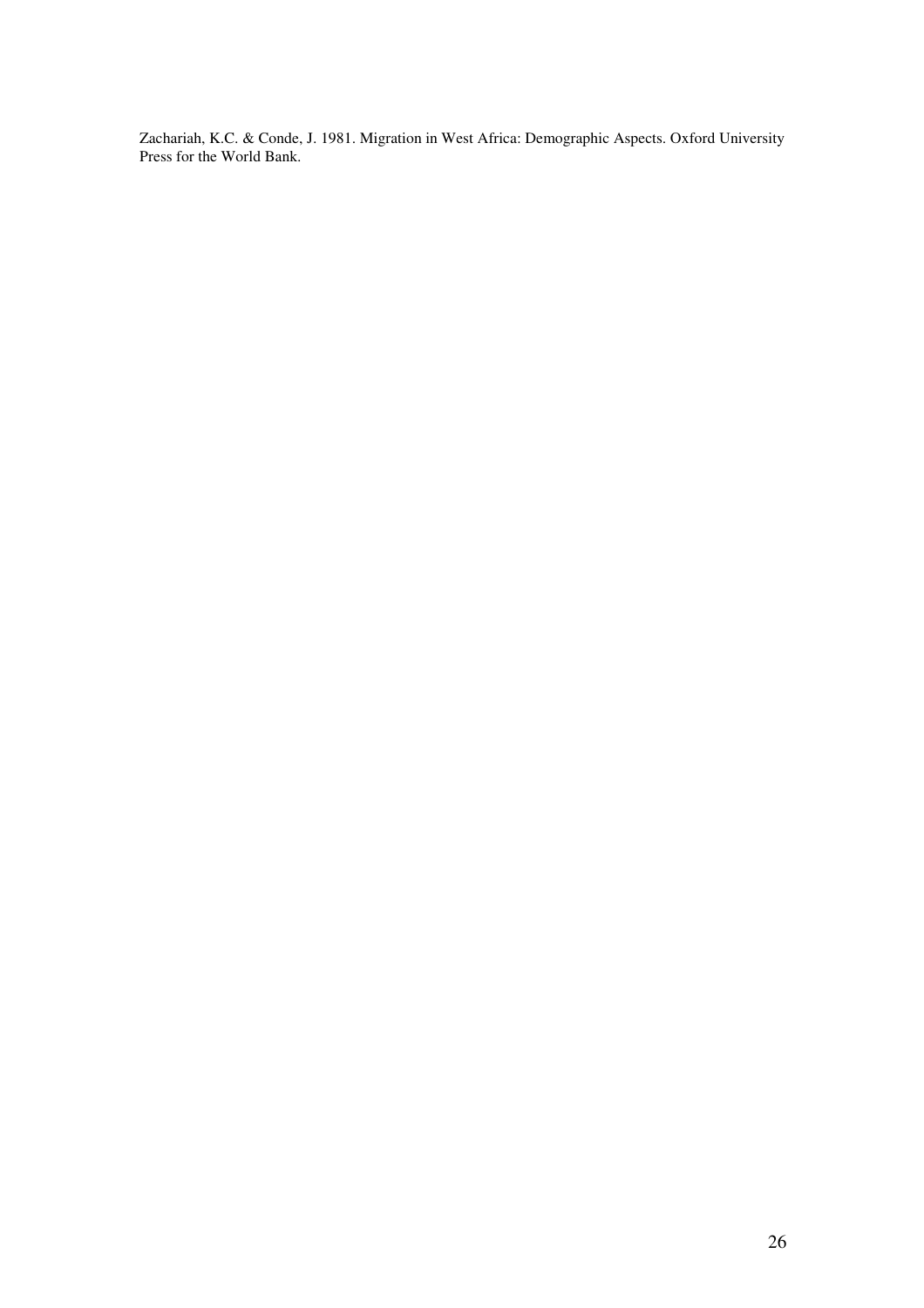Zachariah, K.C. & Conde, J. 1981. Migration in West Africa: Demographic Aspects. Oxford University Press for the World Bank.